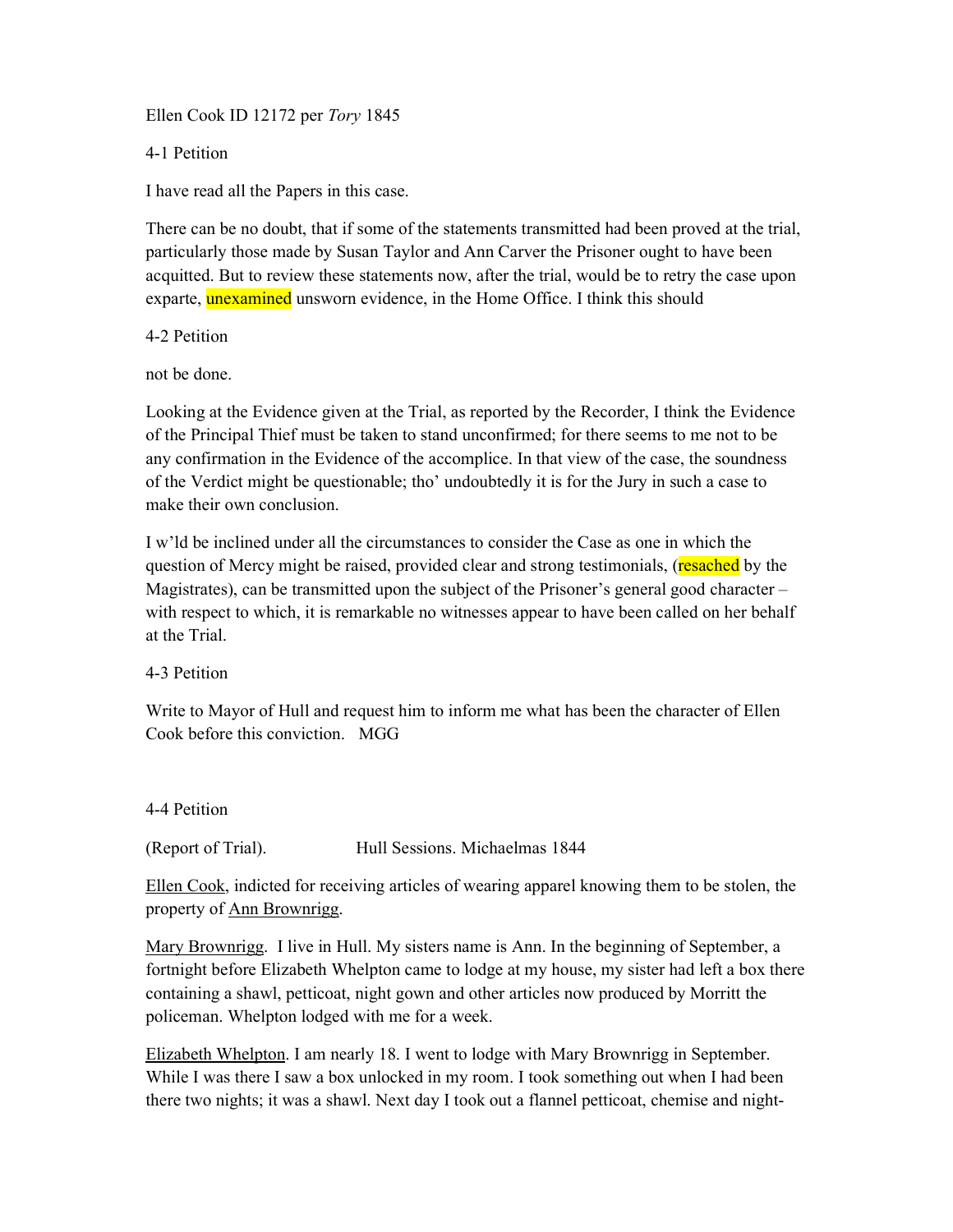Ellen Cook ID 12172 per *Tory* 1845

4-1 Petition

I have read all the Papers in this case.

There can be no doubt, that if some of the statements transmitted had been proved at the trial, particularly those made by Susan Taylor and Ann Carver the Prisoner ought to have been acquitted. But to review these statements now, after the trial, would be to retry the case upon exparte, unexamined unsworn evidence, in the Home Office. I think this should

4-2 Petition

not be done.

Looking at the Evidence given at the Trial, as reported by the Recorder, I think the Evidence of the Principal Thief must be taken to stand unconfirmed; for there seems to me not to be any confirmation in the Evidence of the accomplice. In that view of the case, the soundness of the Verdict might be questionable; tho' undoubtedly it is for the Jury in such a case to make their own conclusion.

I w'ld be inclined under all the circumstances to consider the Case as one in which the question of Mercy might be raised, provided clear and strong testimonials, (resached by the Magistrates), can be transmitted upon the subject of the Prisoner's general good character – with respect to which, it is remarkable no witnesses appear to have been called on her behalf at the Trial.

4-3 Petition

Write to Mayor of Hull and request him to inform me what has been the character of Ellen Cook before this conviction. MGG

4-4 Petition

(Report of Trial). Hull Sessions. Michaelmas 1844

Ellen Cook, indicted for receiving articles of wearing apparel knowing them to be stolen, the property of Ann Brownrigg.

Mary Brownrigg. I live in Hull. My sisters name is Ann. In the beginning of September, a fortnight before Elizabeth Whelpton came to lodge at my house, my sister had left a box there containing a shawl, petticoat, night gown and other articles now produced by Morritt the policeman. Whelpton lodged with me for a week.

Elizabeth Whelpton. I am nearly 18. I went to lodge with Mary Brownrigg in September. While I was there I saw a box unlocked in my room. I took something out when I had been there two nights; it was a shawl. Next day I took out a flannel petticoat, chemise and night-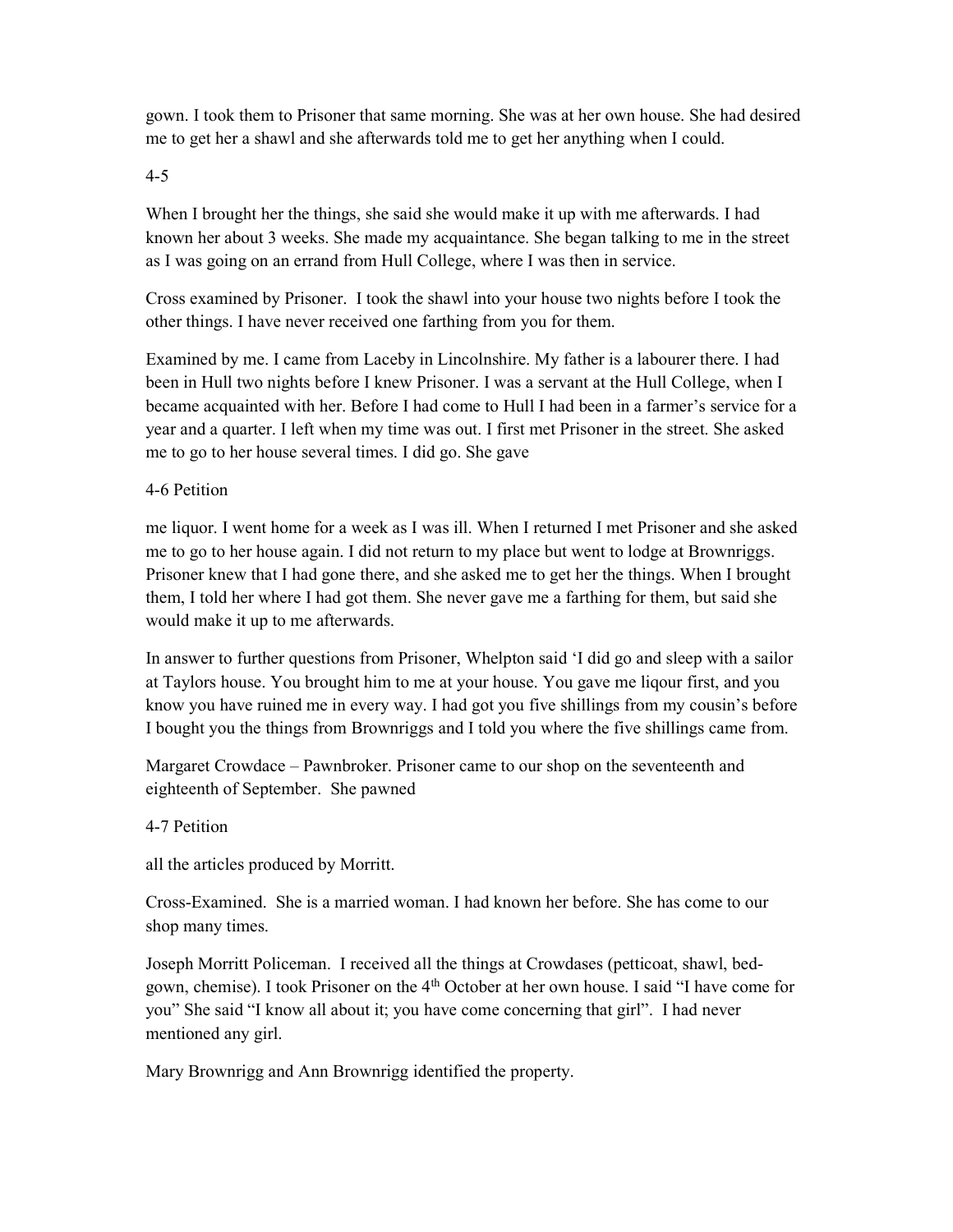gown. I took them to Prisoner that same morning. She was at her own house. She had desired me to get her a shawl and she afterwards told me to get her anything when I could.

4-5

When I brought her the things, she said she would make it up with me afterwards. I had known her about 3 weeks. She made my acquaintance. She began talking to me in the street as I was going on an errand from Hull College, where I was then in service.

Cross examined by Prisoner. I took the shawl into your house two nights before I took the other things. I have never received one farthing from you for them.

Examined by me. I came from Laceby in Lincolnshire. My father is a labourer there. I had been in Hull two nights before I knew Prisoner. I was a servant at the Hull College, when I became acquainted with her. Before I had come to Hull I had been in a farmer's service for a year and a quarter. I left when my time was out. I first met Prisoner in the street. She asked me to go to her house several times. I did go. She gave

4-6 Petition

me liquor. I went home for a week as I was ill. When I returned I met Prisoner and she asked me to go to her house again. I did not return to my place but went to lodge at Brownriggs. Prisoner knew that I had gone there, and she asked me to get her the things. When I brought them, I told her where I had got them. She never gave me a farthing for them, but said she would make it up to me afterwards.

In answer to further questions from Prisoner, Whelpton said 'I did go and sleep with a sailor at Taylors house. You brought him to me at your house. You gave me liqour first, and you know you have ruined me in every way. I had got you five shillings from my cousin's before I bought you the things from Brownriggs and I told you where the five shillings came from.

Margaret Crowdace – Pawnbroker. Prisoner came to our shop on the seventeenth and eighteenth of September. She pawned

4-7 Petition

all the articles produced by Morritt.

Cross-Examined. She is a married woman. I had known her before. She has come to our shop many times.

Joseph Morritt Policeman. I received all the things at Crowdases (petticoat, shawl, bed-gown, chemise). I took Prisoner on the 4th October at her own house. I said "I have come for you" She said "I know all about it; you have come concerning that girl". I had never mentioned any girl.

Mary Brownrigg and Ann Brownrigg identified the property.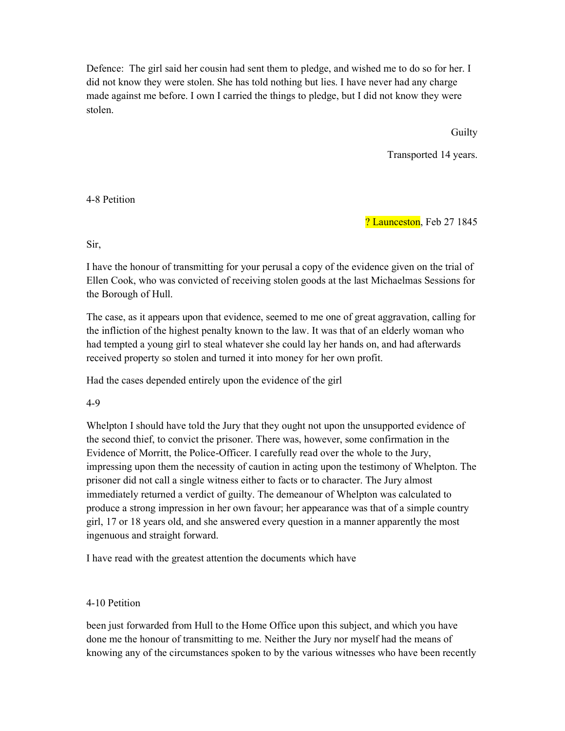Defence: The girl said her cousin had sent them to pledge, and wished me to do so for her. I did not know they were stolen. She has told nothing but lies. I have never had any charge made against me before. I own I carried the things to pledge, but I did not know they were stolen.

Guilty

Transported 14 years.

4-8 Petition

? Launceston, Feb 27 1845

Sir,

I have the honour of transmitting for your perusal a copy of the evidence given on the trial of Ellen Cook, who was convicted of receiving stolen goods at the last Michaelmas Sessions for the Borough of Hull.

The case, as it appears upon that evidence, seemed to me one of great aggravation, calling for the infliction of the highest penalty known to the law. It was that of an elderly woman who had tempted a young girl to steal whatever she could lay her hands on, and had afterwards received property so stolen and turned it into money for her own profit.

Had the cases depended entirely upon the evidence of the girl

4-9

Whelpton I should have told the Jury that they ought not upon the unsupported evidence of the second thief, to convict the prisoner. There was, however, some confirmation in the Evidence of Morritt, the Police-Officer. I carefully read over the whole to the Jury, impressing upon them the necessity of caution in acting upon the testimony of Whelpton. The prisoner did not call a single witness either to facts or to character. The Jury almost immediately returned a verdict of guilty. The demeanour of Whelpton was calculated to produce a strong impression in her own favour; her appearance was that of a simple country girl, 17 or 18 years old, and she answered every question in a manner apparently the most ingenuous and straight forward.

I have read with the greatest attention the documents which have

4-10 Petition

been just forwarded from Hull to the Home Office upon this subject, and which you have done me the honour of transmitting to me. Neither the Jury nor myself had the means of knowing any of the circumstances spoken to by the various witnesses who have been recently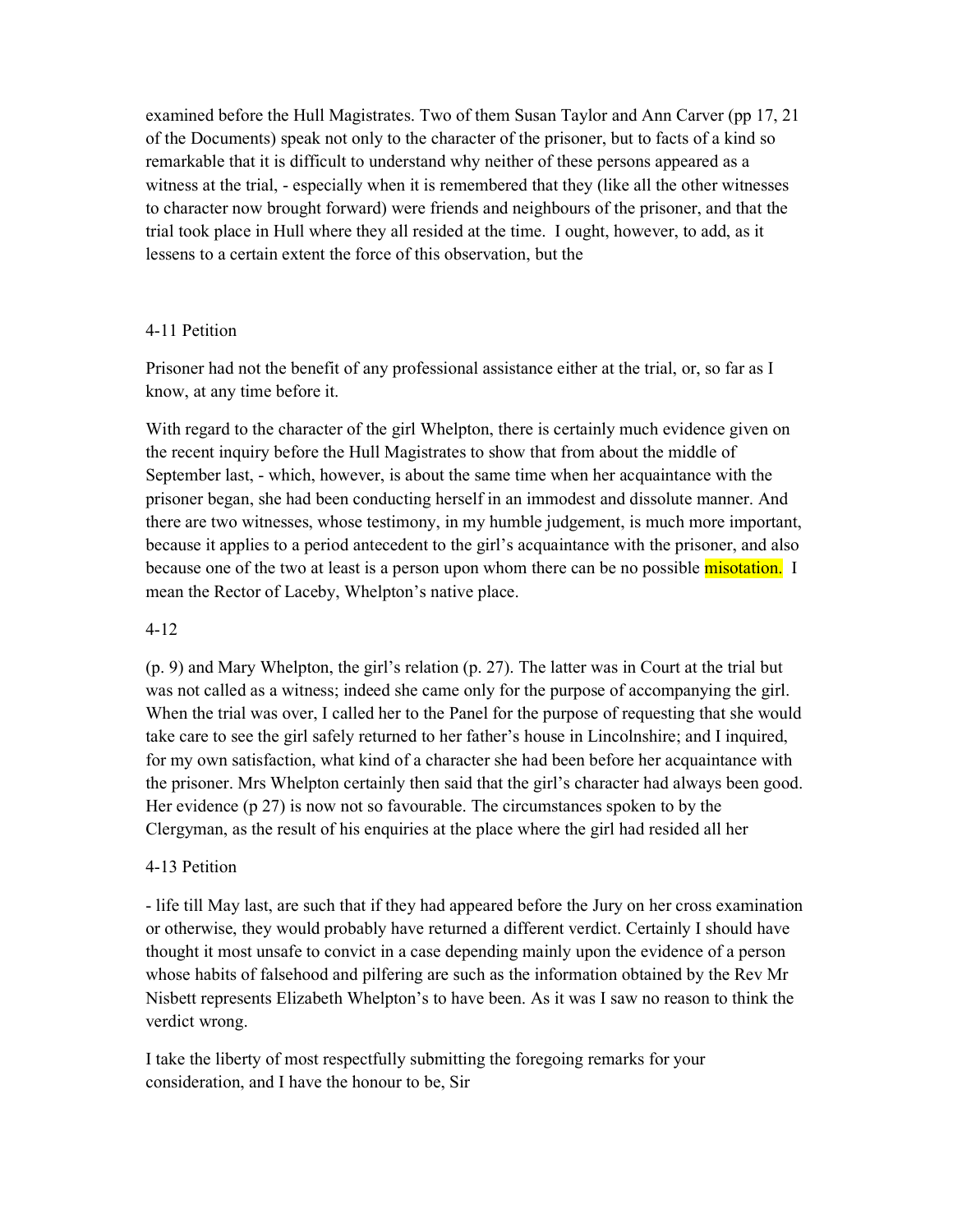examined before the Hull Magistrates. Two of them Susan Taylor and Ann Carver (pp 17, 21 of the Documents) speak not only to the character of the prisoner, but to facts of a kind so remarkable that it is difficult to understand why neither of these persons appeared as a witness at the trial, - especially when it is remembered that they (like all the other witnesses to character now brought forward) were friends and neighbours of the prisoner, and that the trial took place in Hull where they all resided at the time. I ought, however, to add, as it lessens to a certain extent the force of this observation, but the

4-11 Petition

Prisoner had not the benefit of any professional assistance either at the trial, or, so far as I know, at any time before it.

With regard to the character of the girl Whelpton, there is certainly much evidence given on the recent inquiry before the Hull Magistrates to show that from about the middle of September last, - which, however, is about the same time when her acquaintance with the prisoner began, she had been conducting herself in an immodest and dissolute manner. And there are two witnesses, whose testimony, in my humble judgement, is much more important, because it applies to a period antecedent to the girl's acquaintance with the prisoner, and also because one of the two at least is a person upon whom there can be no possible misotation. I mean the Rector of Laceby, Whelpton's native place.

4-12

(p. 9) and Mary Whelpton, the girl's relation (p. 27). The latter was in Court at the trial but was not called as a witness; indeed she came only for the purpose of accompanying the girl. When the trial was over, I called her to the Panel for the purpose of requesting that she would take care to see the girl safely returned to her father's house in Lincolnshire; and I inquired, for my own satisfaction, what kind of a character she had been before her acquaintance with the prisoner. Mrs Whelpton certainly then said that the girl's character had always been good. Her evidence (p 27) is now not so favourable. The circumstances spoken to by the Clergyman, as the result of his enquiries at the place where the girl had resided all her

4-13 Petition

- life till May last, are such that if they had appeared before the Jury on her cross examination or otherwise, they would probably have returned a different verdict. Certainly I should have thought it most unsafe to convict in a case depending mainly upon the evidence of a person whose habits of falsehood and pilfering are such as the information obtained by the Rev Mr Nisbett represents Elizabeth Whelpton's to have been. As it was I saw no reason to think the verdict wrong.

I take the liberty of most respectfully submitting the foregoing remarks for your consideration, and I have the honour to be, Sir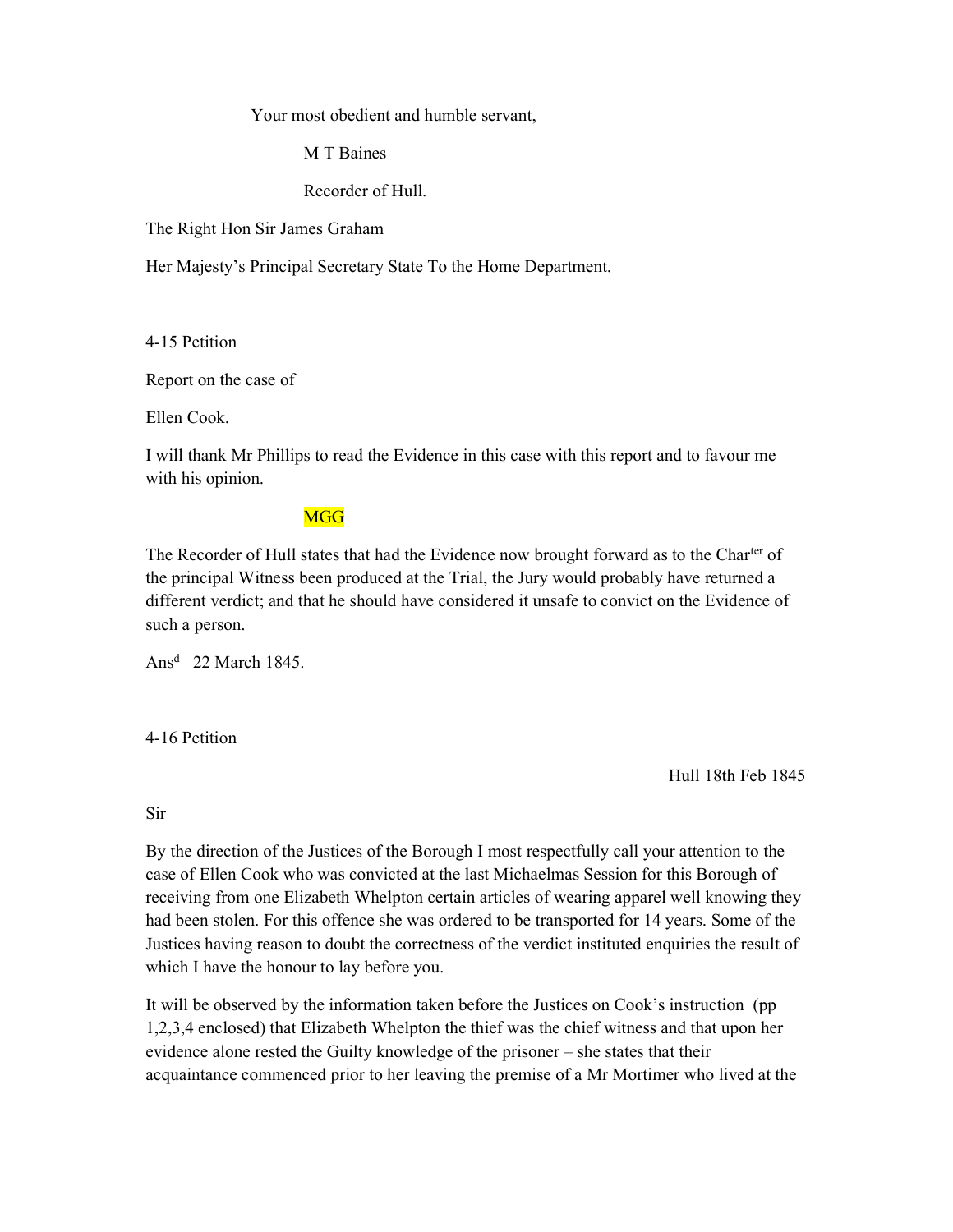Your most obedient and humble servant,

M T Baines

Recorder of Hull.

The Right Hon Sir James Graham

Her Majesty's Principal Secretary State To the Home Department.

4-15 Petition

Report on the case of

Ellen Cook.

I will thank Mr Phillips to read the Evidence in this case with this report and to favour me with his opinion.

MGG

The Recorder of Hull states that had the Evidence now brought forward as to the Char[ter] of the principal Witness been produced at the Trial, the Jury would probably have returned a different verdict; and that he should have considered it unsafe to convict on the Evidence of such a person.

Ans[d] 22 March 1845.

4-16 Petition

Hull 18th Feb 1845

Sir

By the direction of the Justices of the Borough I most respectfully call your attention to the case of Ellen Cook who was convicted at the last Michaelmas Session for this Borough of receiving from one Elizabeth Whelpton certain articles of wearing apparel well knowing they had been stolen. For this offence she was ordered to be transported for 14 years. Some of the Justices having reason to doubt the correctness of the verdict instituted enquiries the result of which I have the honour to lay before you.

It will be observed by the information taken before the Justices on Cook's instruction (pp 1,2,3,4 enclosed) that Elizabeth Whelpton the thief was the chief witness and that upon her evidence alone rested the Guilty knowledge of the prisoner – she states that their acquaintance commenced prior to her leaving the premise of a Mr Mortimer who lived at the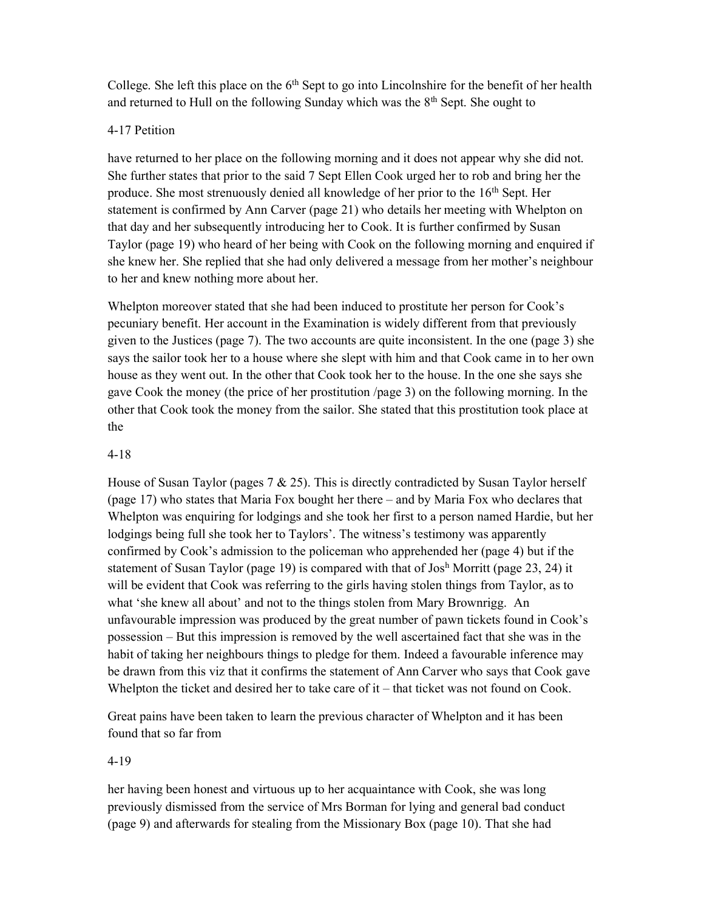College. She left this place on the 6th Sept to go into Lincolnshire for the benefit of her health and returned to Hull on the following Sunday which was the 8th Sept. She ought to

4-17 Petition

have returned to her place on the following morning and it does not appear why she did not. She further states that prior to the said 7 Sept Ellen Cook urged her to rob and bring her the produce. She most strenuously denied all knowledge of her prior to the 16th Sept. Her statement is confirmed by Ann Carver (page 21) who details her meeting with Whelpton on that day and her subsequently introducing her to Cook. It is further confirmed by Susan Taylor (page 19) who heard of her being with Cook on the following morning and enquired if she knew her. She replied that she had only delivered a message from her mother's neighbour to her and knew nothing more about her.

Whelpton moreover stated that she had been induced to prostitute her person for Cook's pecuniary benefit. Her account in the Examination is widely different from that previously given to the Justices (page 7). The two accounts are quite inconsistent. In the one (page 3) she says the sailor took her to a house where she slept with him and that Cook came in to her own house as they went out. In the other that Cook took her to the house. In the one she says she gave Cook the money (the price of her prostitution /page 3) on the following morning. In the other that Cook took the money from the sailor. She stated that this prostitution took place at the

4-18

House of Susan Taylor (pages 7 & 25). This is directly contradicted by Susan Taylor herself (page 17) who states that Maria Fox bought her there – and by Maria Fox who declares that Whelpton was enquiring for lodgings and she took her first to a person named Hardie, but her lodgings being full she took her to Taylors'. The witness's testimony was apparently confirmed by Cook's admission to the policeman who apprehended her (page 4) but if the statement of Susan Taylor (page 19) is compared with that of Josh Morritt (page 23, 24) it will be evident that Cook was referring to the girls having stolen things from Taylor, as to what 'she knew all about' and not to the things stolen from Mary Brownrigg. An unfavourable impression was produced by the great number of pawn tickets found in Cook's possession – But this impression is removed by the well ascertained fact that she was in the habit of taking her neighbours things to pledge for them. Indeed a favourable inference may be drawn from this viz that it confirms the statement of Ann Carver who says that Cook gave Whelpton the ticket and desired her to take care of it – that ticket was not found on Cook.

Great pains have been taken to learn the previous character of Whelpton and it has been found that so far from

4-19

her having been honest and virtuous up to her acquaintance with Cook, she was long previously dismissed from the service of Mrs Borman for lying and general bad conduct (page 9) and afterwards for stealing from the Missionary Box (page 10). That she had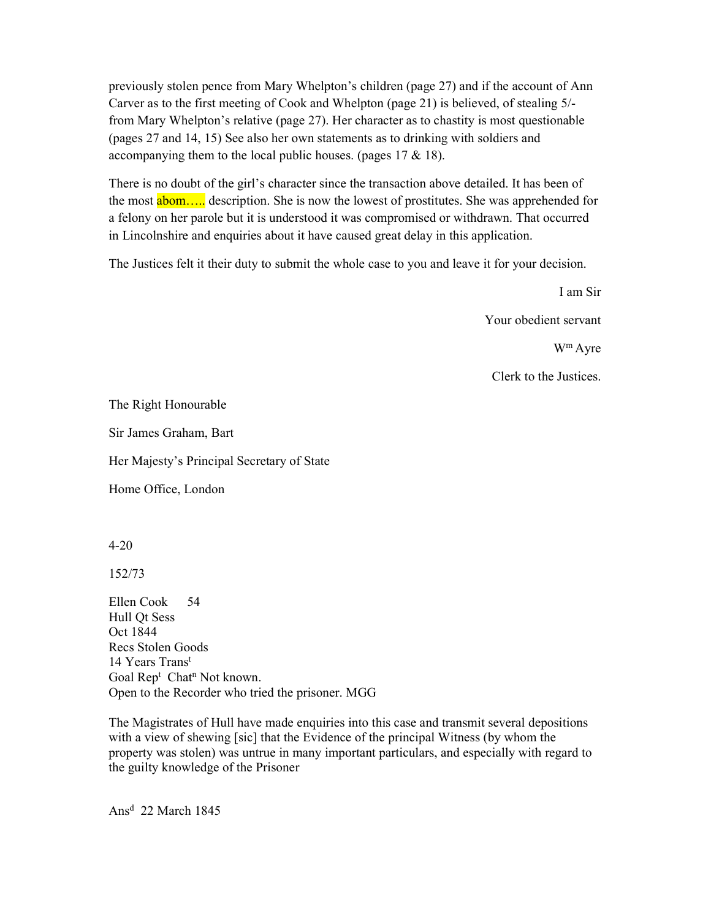previously stolen pence from Mary Whelpton's children (page 27) and if the account of Ann Carver as to the first meeting of Cook and Whelpton (page 21) is believed, of stealing 5/- from Mary Whelpton's relative (page 27). Her character as to chastity is most questionable (pages 27 and 14, 15) See also her own statements as to drinking with soldiers and accompanying them to the local public houses. (pages 17 & 18).

There is no doubt of the girl's character since the transaction above detailed. It has been of the most abom….. description. She is now the lowest of prostitutes. She was apprehended for a felony on her parole but it is understood it was compromised or withdrawn. That occurred in Lincolnshire and enquiries about it have caused great delay in this application.

The Justices felt it their duty to submit the whole case to you and leave it for your decision.

I am Sir

Your obedient servant

Wm Ayre

Clerk to the Justices.

The Right Honourable

Sir James Graham, Bart

Her Majesty's Principal Secretary of State

Home Office, London

4-20

152/73

Ellen Cook 54
Hull Qt Sess
Oct 1844
Recs Stolen Goods
14 Years Transt
Goal Rept Chatn Not known.
Open to the Recorder who tried the prisoner. MGG

The Magistrates of Hull have made enquiries into this case and transmit several depositions with a view of shewing [sic] that the Evidence of the principal Witness (by whom the property was stolen) was untrue in many important particulars, and especially with regard to the guilty knowledge of the Prisoner

Ansd 22 March 1845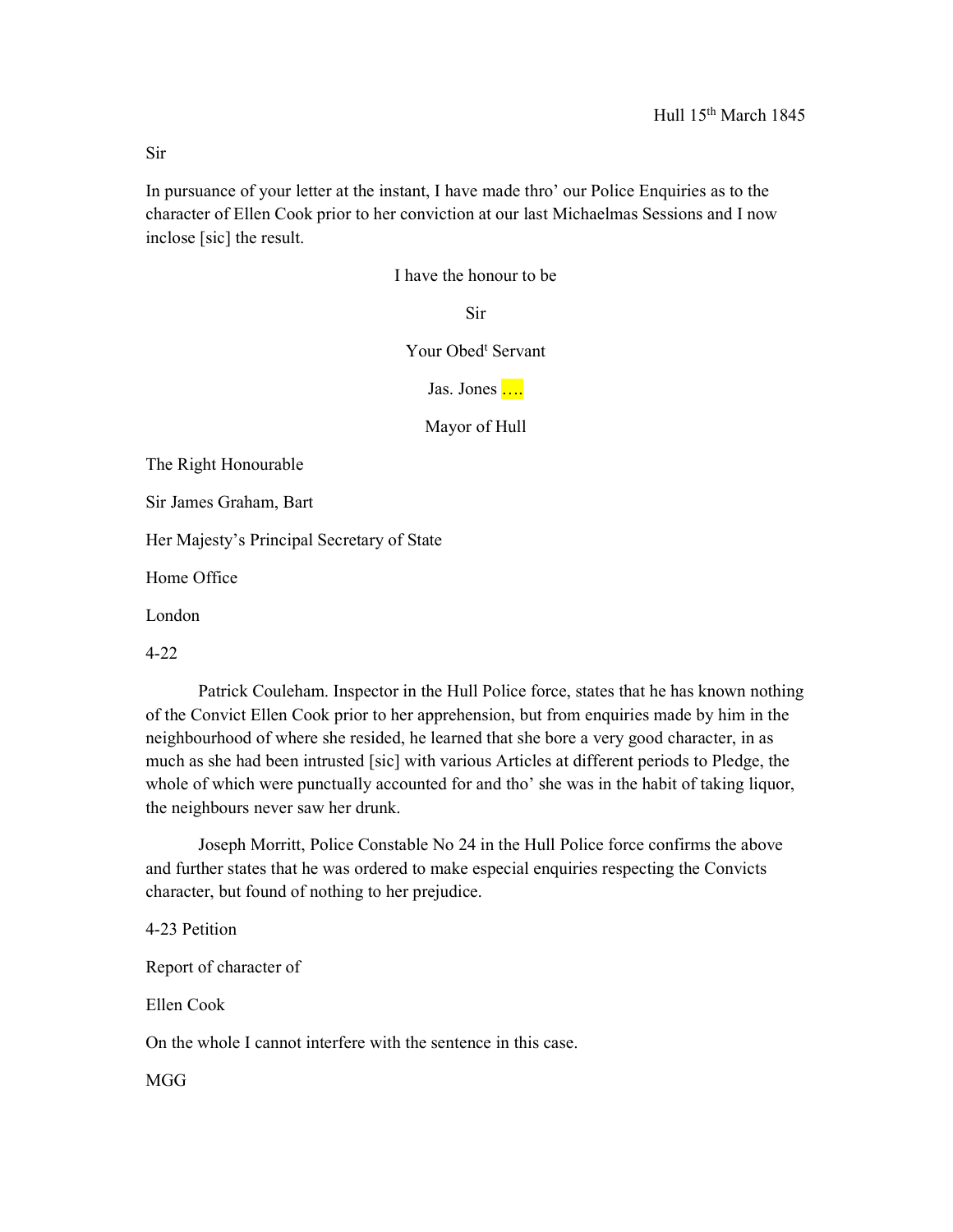Hull 15th March 1845

Sir

In pursuance of your letter at the instant, I have made thro' our Police Enquiries as to the character of Ellen Cook prior to her conviction at our last Michaelmas Sessions and I now inclose [sic] the result.

I have the honour to be

Sir

Your Obedt Servant

Jas. Jones ….

Mayor of Hull

The Right Honourable

Sir James Graham, Bart

Her Majesty's Principal Secretary of State

Home Office

London

4-22

Patrick Couleham. Inspector in the Hull Police force, states that he has known nothing of the Convict Ellen Cook prior to her apprehension, but from enquiries made by him in the neighbourhood of where she resided, he learned that she bore a very good character, in as much as she had been intrusted [sic] with various Articles at different periods to Pledge, the whole of which were punctually accounted for and tho' she was in the habit of taking liquor, the neighbours never saw her drunk.

Joseph Morritt, Police Constable No 24 in the Hull Police force confirms the above and further states that he was ordered to make especial enquiries respecting the Convicts character, but found of nothing to her prejudice.

4-23 Petition

Report of character of

Ellen Cook

On the whole I cannot interfere with the sentence in this case.

MGG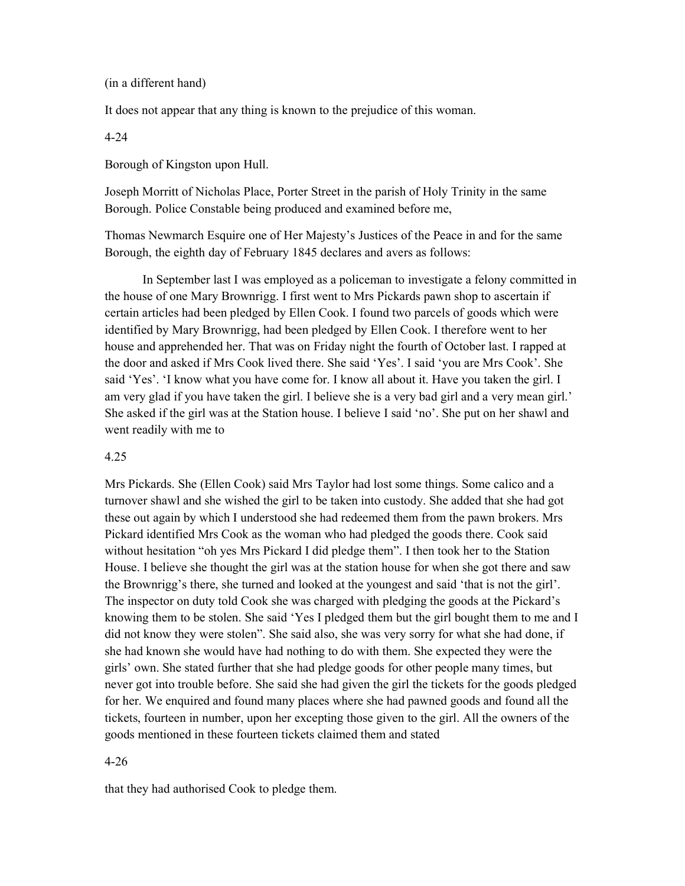(in a different hand)

It does not appear that any thing is known to the prejudice of this woman.

4-24

Borough of Kingston upon Hull.

Joseph Morritt of Nicholas Place, Porter Street in the parish of Holy Trinity in the same Borough. Police Constable being produced and examined before me,

Thomas Newmarch Esquire one of Her Majesty's Justices of the Peace in and for the same Borough, the eighth day of February 1845 declares and avers as follows:

In September last I was employed as a policeman to investigate a felony committed in the house of one Mary Brownrigg. I first went to Mrs Pickards pawn shop to ascertain if certain articles had been pledged by Ellen Cook. I found two parcels of goods which were identified by Mary Brownrigg, had been pledged by Ellen Cook. I therefore went to her house and apprehended her. That was on Friday night the fourth of October last. I rapped at the door and asked if Mrs Cook lived there. She said 'Yes'. I said 'you are Mrs Cook'. She said 'Yes'. 'I know what you have come for. I know all about it. Have you taken the girl. I am very glad if you have taken the girl. I believe she is a very bad girl and a very mean girl.' She asked if the girl was at the Station house. I believe I said 'no'. She put on her shawl and went readily with me to

4.25

Mrs Pickards. She (Ellen Cook) said Mrs Taylor had lost some things. Some calico and a turnover shawl and she wished the girl to be taken into custody. She added that she had got these out again by which I understood she had redeemed them from the pawn brokers. Mrs Pickard identified Mrs Cook as the woman who had pledged the goods there. Cook said without hesitation "oh yes Mrs Pickard I did pledge them". I then took her to the Station House. I believe she thought the girl was at the station house for when she got there and saw the Brownrigg's there, she turned and looked at the youngest and said 'that is not the girl'. The inspector on duty told Cook she was charged with pledging the goods at the Pickard's knowing them to be stolen. She said 'Yes I pledged them but the girl bought them to me and I did not know they were stolen". She said also, she was very sorry for what she had done, if she had known she would have had nothing to do with them. She expected they were the girls' own. She stated further that she had pledge goods for other people many times, but never got into trouble before. She said she had given the girl the tickets for the goods pledged for her. We enquired and found many places where she had pawned goods and found all the tickets, fourteen in number, upon her excepting those given to the girl. All the owners of the goods mentioned in these fourteen tickets claimed them and stated

4-26

that they had authorised Cook to pledge them.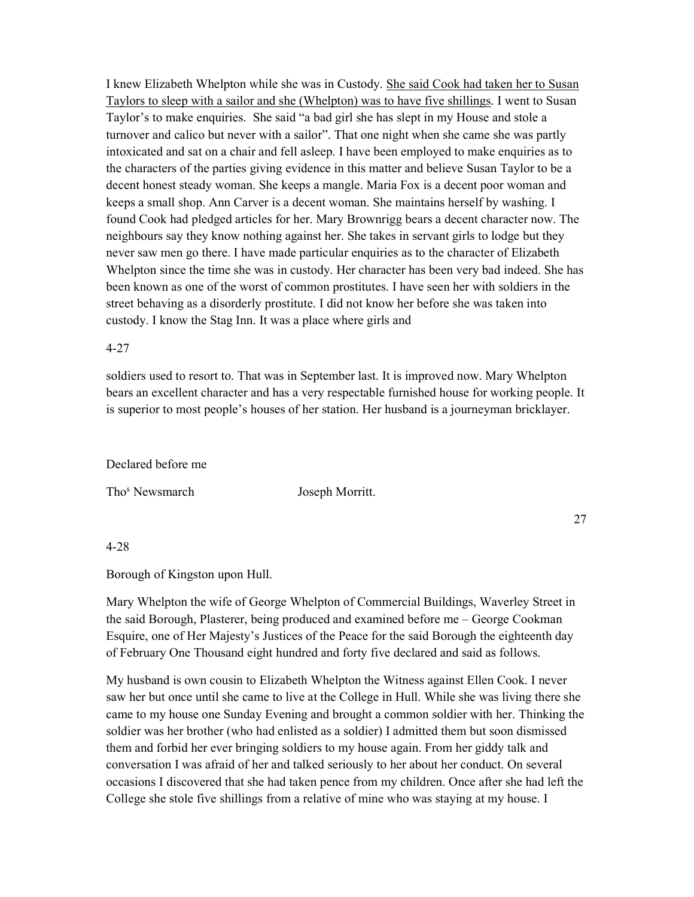I knew Elizabeth Whelpton while she was in Custody. <u>She said Cook had taken her to Susan Taylors to sleep with a sailor and she (Whelpton) was to have five shillings</u>. I went to Susan Taylor's to make enquiries. She said "a bad girl she has slept in my House and stole a turnover and calico but never with a sailor". That one night when she came she was partly intoxicated and sat on a chair and fell asleep. I have been employed to make enquiries as to the characters of the parties giving evidence in this matter and believe Susan Taylor to be a decent honest steady woman. She keeps a mangle. Maria Fox is a decent poor woman and keeps a small shop. Ann Carver is a decent woman. She maintains herself by washing. I found Cook had pledged articles for her. Mary Brownrigg bears a decent character now. The neighbours say they know nothing against her. She takes in servant girls to lodge but they never saw men go there. I have made particular enquiries as to the character of Elizabeth Whelpton since the time she was in custody. Her character has been very bad indeed. She has been known as one of the worst of common prostitutes. I have seen her with soldiers in the street behaving as a disorderly prostitute. I did not know her before she was taken into custody. I know the Stag Inn. It was a place where girls and

4-27

soldiers used to resort to. That was in September last. It is improved now. Mary Whelpton bears an excellent character and has a very respectable furnished house for working people. It is superior to most people's houses of her station. Her husband is a journeyman bricklayer.

Declared before me

Tho^s Newsmarch Joseph Morritt.

4-28

Borough of Kingston upon Hull.

Mary Whelpton the wife of George Whelpton of Commercial Buildings, Waverley Street in the said Borough, Plasterer, being produced and examined before me – George Cookman Esquire, one of Her Majesty's Justices of the Peace for the said Borough the eighteenth day of February One Thousand eight hundred and forty five declared and said as follows.

My husband is own cousin to Elizabeth Whelpton the Witness against Ellen Cook. I never saw her but once until she came to live at the College in Hull. While she was living there she came to my house one Sunday Evening and brought a common soldier with her. Thinking the soldier was her brother (who had enlisted as a soldier) I admitted them but soon dismissed them and forbid her ever bringing soldiers to my house again. From her giddy talk and conversation I was afraid of her and talked seriously to her about her conduct. On several occasions I discovered that she had taken pence from my children. Once after she had left the College she stole five shillings from a relative of mine who was staying at my house. I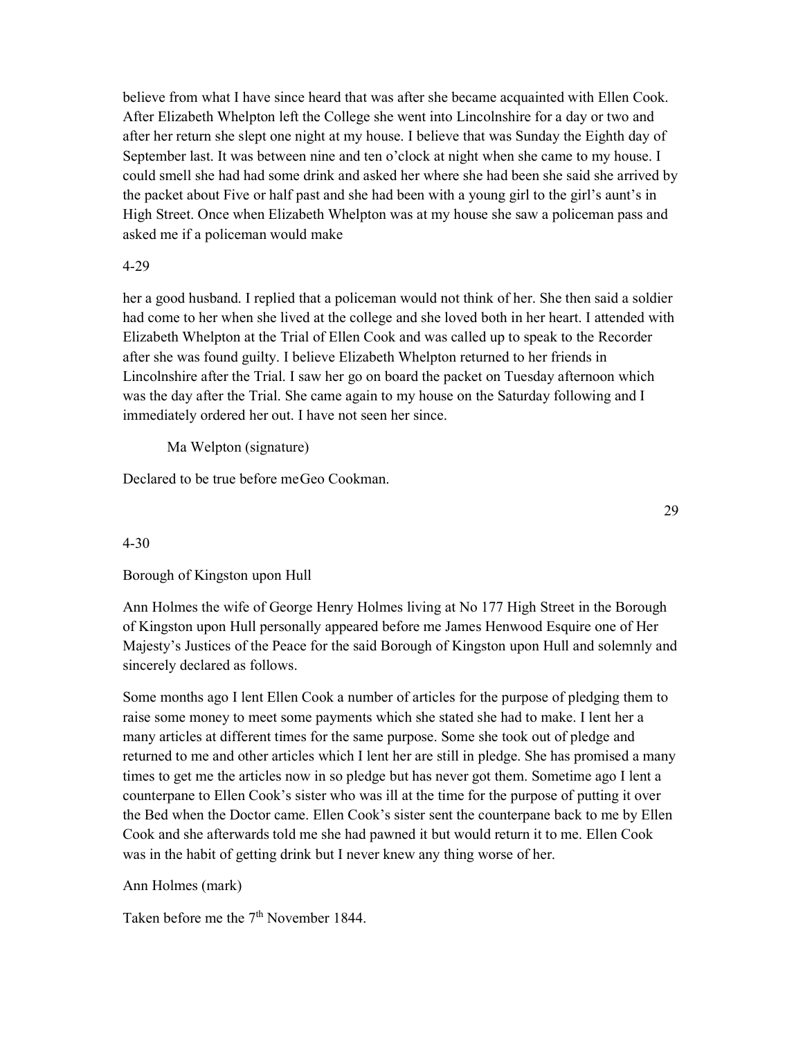believe from what I have since heard that was after she became acquainted with Ellen Cook. After Elizabeth Whelpton left the College she went into Lincolnshire for a day or two and after her return she slept one night at my house. I believe that was Sunday the Eighth day of September last. It was between nine and ten o'clock at night when she came to my house. I could smell she had had some drink and asked her where she had been she said she arrived by the packet about Five or half past and she had been with a young girl to the girl's aunt's in High Street. Once when Elizabeth Whelpton was at my house she saw a policeman pass and asked me if a policeman would make

4-29

her a good husband. I replied that a policeman would not think of her. She then said a soldier had come to her when she lived at the college and she loved both in her heart. I attended with Elizabeth Whelpton at the Trial of Ellen Cook and was called up to speak to the Recorder after she was found guilty. I believe Elizabeth Whelpton returned to her friends in Lincolnshire after the Trial. I saw her go on board the packet on Tuesday afternoon which was the day after the Trial. She came again to my house on the Saturday following and I immediately ordered her out. I have not seen her since.

Ma Welpton (signature)

Declared to be true before meGeo Cookman.

4-30

Borough of Kingston upon Hull

Ann Holmes the wife of George Henry Holmes living at No 177 High Street in the Borough of Kingston upon Hull personally appeared before me James Henwood Esquire one of Her Majesty's Justices of the Peace for the said Borough of Kingston upon Hull and solemnly and sincerely declared as follows.

Some months ago I lent Ellen Cook a number of articles for the purpose of pledging them to raise some money to meet some payments which she stated she had to make. I lent her a many articles at different times for the same purpose. Some she took out of pledge and returned to me and other articles which I lent her are still in pledge. She has promised a many times to get me the articles now in so pledge but has never got them. Sometime ago I lent a counterpane to Ellen Cook's sister who was ill at the time for the purpose of putting it over the Bed when the Doctor came. Ellen Cook's sister sent the counterpane back to me by Ellen Cook and she afterwards told me she had pawned it but would return it to me. Ellen Cook was in the habit of getting drink but I never knew any thing worse of her.

Ann Holmes (mark)

Taken before me the 7th November 1844.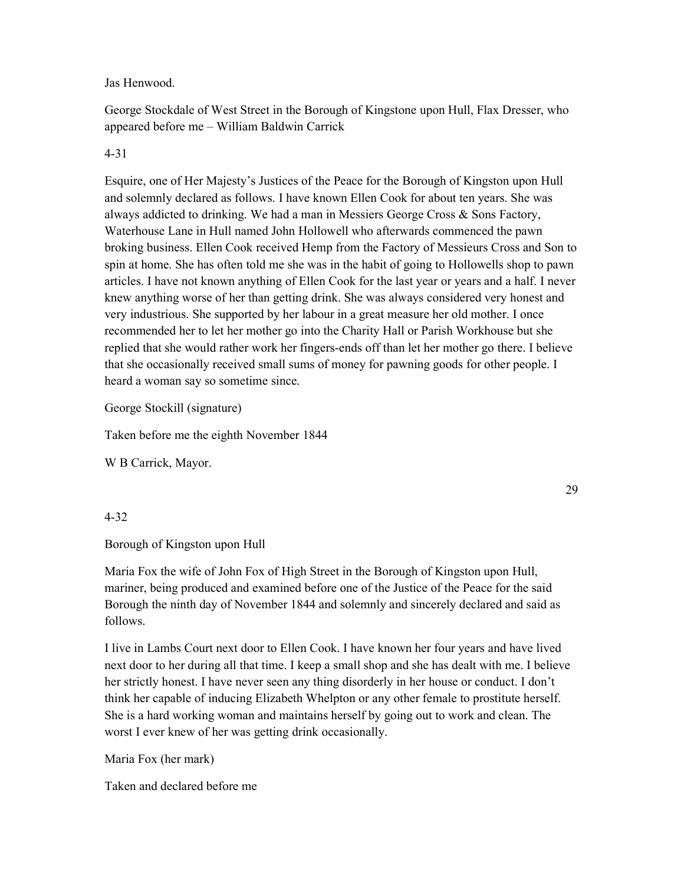Jas Henwood.

George Stockdale of West Street in the Borough of Kingstone upon Hull, Flax Dresser, who appeared before me – William Baldwin Carrick

4-31

Esquire, one of Her Majesty's Justices of the Peace for the Borough of Kingston upon Hull and solemnly declared as follows. I have known Ellen Cook for about ten years. She was always addicted to drinking. We had a man in Messiers George Cross & Sons Factory, Waterhouse Lane in Hull named John Hollowell who afterwards commenced the pawn broking business. Ellen Cook received Hemp from the Factory of Messieurs Cross and Son to spin at home. She has often told me she was in the habit of going to Hollowells shop to pawn articles. I have not known anything of Ellen Cook for the last year or years and a half. I never knew anything worse of her than getting drink. She was always considered very honest and very industrious. She supported by her labour in a great measure her old mother. I once recommended her to let her mother go into the Charity Hall or Parish Workhouse but she replied that she would rather work her fingers-ends off than let her mother go there. I believe that she occasionally received small sums of money for pawning goods for other people. I heard a woman say so sometime since.

George Stockill (signature)

Taken before me the eighth November 1844

W B Carrick, Mayor.

4-32

Borough of Kingston upon Hull

Maria Fox the wife of John Fox of High Street in the Borough of Kingston upon Hull, mariner, being produced and examined before one of the Justice of the Peace for the said Borough the ninth day of November 1844 and solemnly and sincerely declared and said as follows.

I live in Lambs Court next door to Ellen Cook. I have known her four years and have lived next door to her during all that time. I keep a small shop and she has dealt with me. I believe her strictly honest. I have never seen any thing disorderly in her house or conduct. I don't think her capable of inducing Elizabeth Whelpton or any other female to prostitute herself. She is a hard working woman and maintains herself by going out to work and clean. The worst I ever knew of her was getting drink occasionally.

Maria Fox (her mark)

Taken and declared before me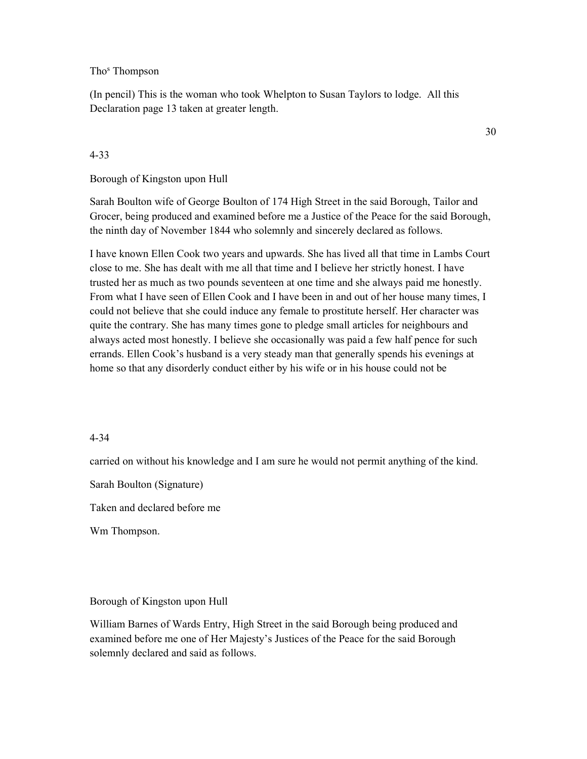Thos Thompson

(In pencil) This is the woman who took Whelpton to Susan Taylors to lodge. All this Declaration page 13 taken at greater length.

30

4-33

Borough of Kingston upon Hull

Sarah Boulton wife of George Boulton of 174 High Street in the said Borough, Tailor and Grocer, being produced and examined before me a Justice of the Peace for the said Borough, the ninth day of November 1844 who solemnly and sincerely declared as follows.

I have known Ellen Cook two years and upwards. She has lived all that time in Lambs Court close to me. She has dealt with me all that time and I believe her strictly honest. I have trusted her as much as two pounds seventeen at one time and she always paid me honestly. From what I have seen of Ellen Cook and I have been in and out of her house many times, I could not believe that she could induce any female to prostitute herself. Her character was quite the contrary. She has many times gone to pledge small articles for neighbours and always acted most honestly. I believe she occasionally was paid a few half pence for such errands. Ellen Cook's husband is a very steady man that generally spends his evenings at home so that any disorderly conduct either by his wife or in his house could not be

4-34

carried on without his knowledge and I am sure he would not permit anything of the kind.

Sarah Boulton (Signature)

Taken and declared before me

Wm Thompson.

Borough of Kingston upon Hull

William Barnes of Wards Entry, High Street in the said Borough being produced and examined before me one of Her Majesty's Justices of the Peace for the said Borough solemnly declared and said as follows.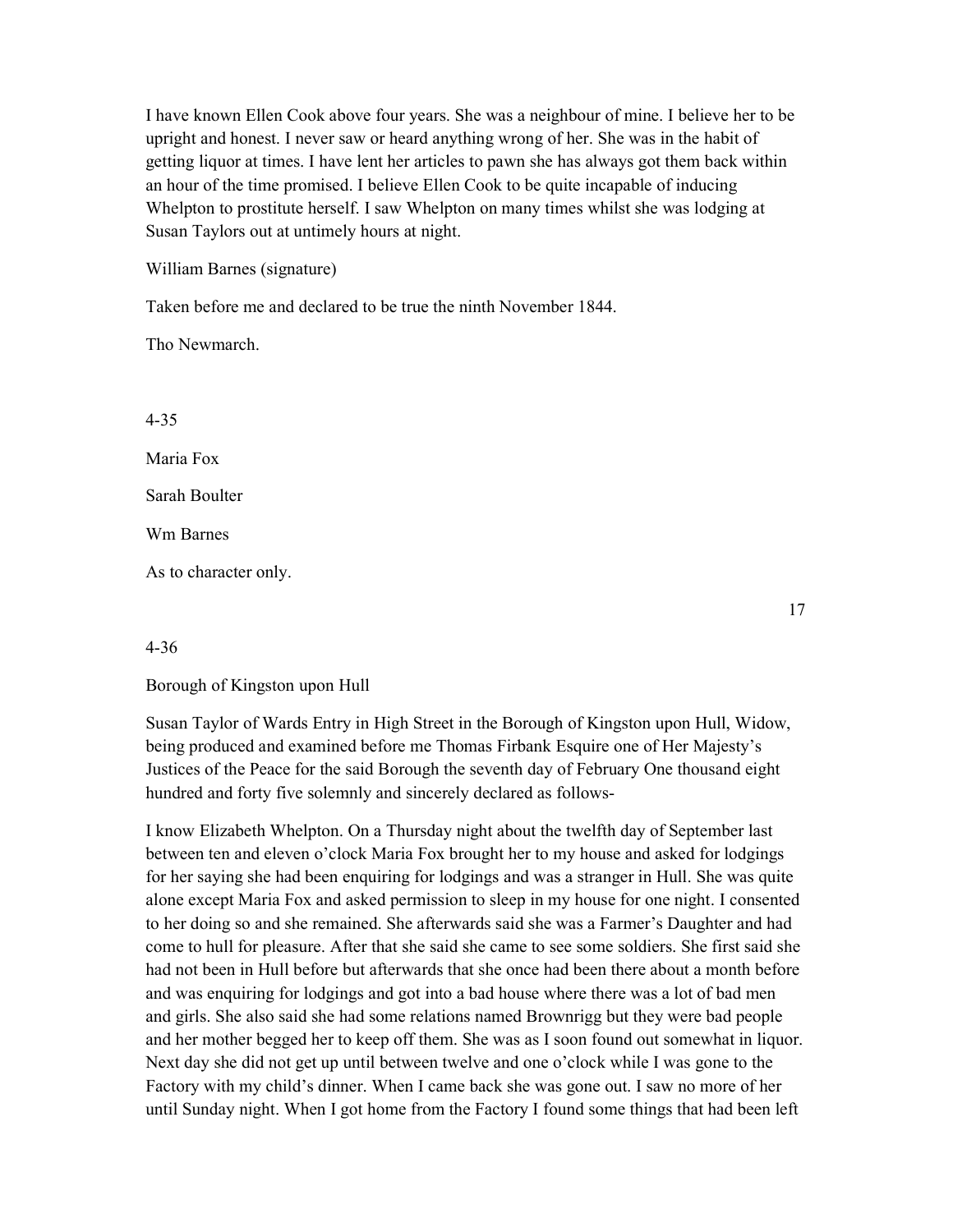I have known Ellen Cook above four years. She was a neighbour of mine. I believe her to be upright and honest. I never saw or heard anything wrong of her. She was in the habit of getting liquor at times. I have lent her articles to pawn she has always got them back within an hour of the time promised. I believe Ellen Cook to be quite incapable of inducing Whelpton to prostitute herself. I saw Whelpton on many times whilst she was lodging at Susan Taylors out at untimely hours at night.

William Barnes (signature)

Taken before me and declared to be true the ninth November 1844.

Tho Newmarch.

4-35

Maria Fox

Sarah Boulter

Wm Barnes

As to character only.

17

4-36

Borough of Kingston upon Hull

Susan Taylor of Wards Entry in High Street in the Borough of Kingston upon Hull, Widow, being produced and examined before me Thomas Firbank Esquire one of Her Majesty's Justices of the Peace for the said Borough the seventh day of February One thousand eight hundred and forty five solemnly and sincerely declared as follows-

I know Elizabeth Whelpton. On a Thursday night about the twelfth day of September last between ten and eleven o'clock Maria Fox brought her to my house and asked for lodgings for her saying she had been enquiring for lodgings and was a stranger in Hull. She was quite alone except Maria Fox and asked permission to sleep in my house for one night. I consented to her doing so and she remained. She afterwards said she was a Farmer's Daughter and had come to hull for pleasure. After that she said she came to see some soldiers. She first said she had not been in Hull before but afterwards that she once had been there about a month before and was enquiring for lodgings and got into a bad house where there was a lot of bad men and girls. She also said she had some relations named Brownrigg but they were bad people and her mother begged her to keep off them. She was as I soon found out somewhat in liquor. Next day she did not get up until between twelve and one o'clock while I was gone to the Factory with my child's dinner. When I came back she was gone out. I saw no more of her until Sunday night. When I got home from the Factory I found some things that had been left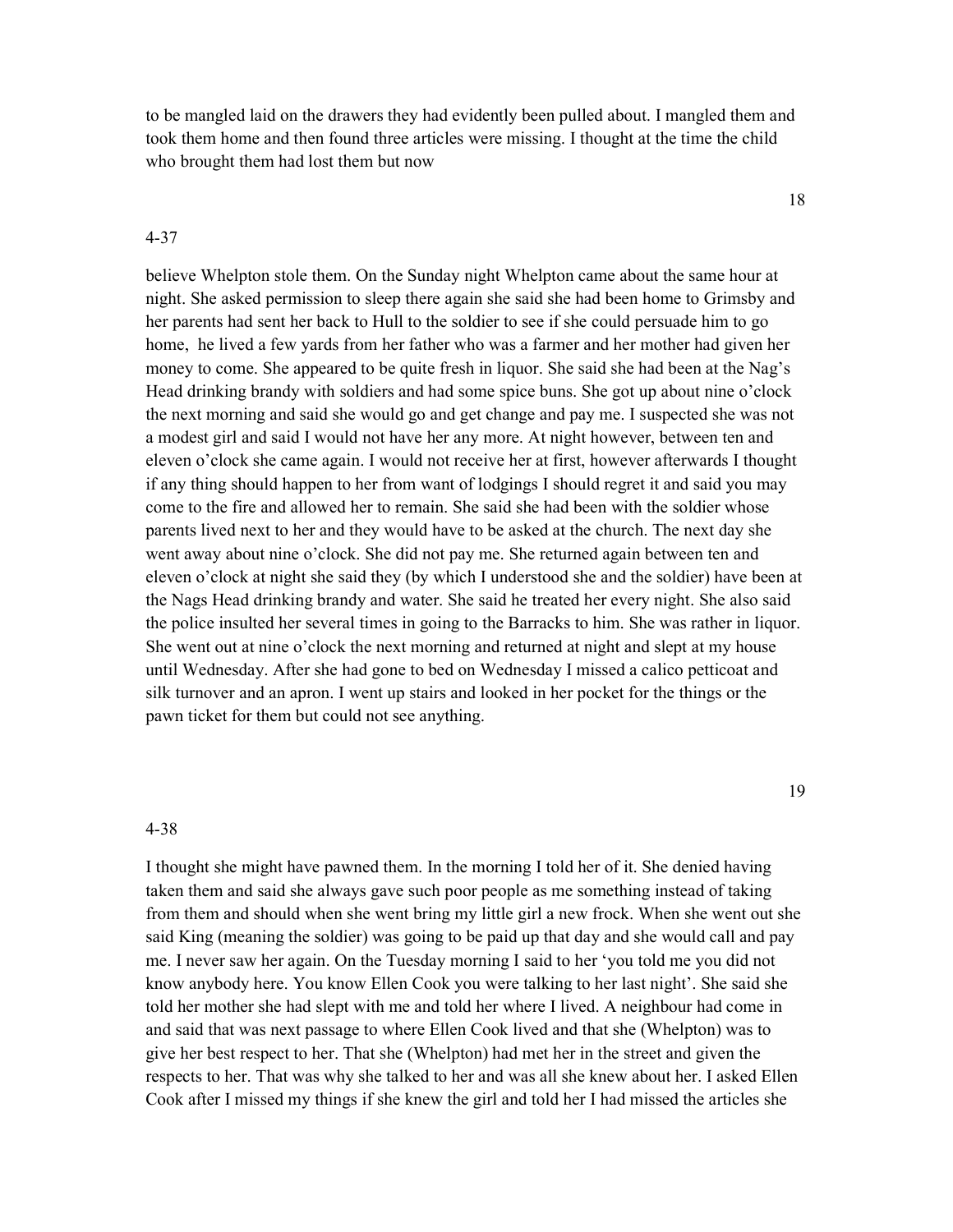to be mangled laid on the drawers they had evidently been pulled about. I mangled them and took them home and then found three articles were missing. I thought at the time the child who brought them had lost them but now

4-37

believe Whelpton stole them. On the Sunday night Whelpton came about the same hour at night. She asked permission to sleep there again she said she had been home to Grimsby and her parents had sent her back to Hull to the soldier to see if she could persuade him to go home, he lived a few yards from her father who was a farmer and her mother had given her money to come. She appeared to be quite fresh in liquor. She said she had been at the Nag's Head drinking brandy with soldiers and had some spice buns. She got up about nine o'clock the next morning and said she would go and get change and pay me. I suspected she was not a modest girl and said I would not have her any more. At night however, between ten and eleven o'clock she came again. I would not receive her at first, however afterwards I thought if any thing should happen to her from want of lodgings I should regret it and said you may come to the fire and allowed her to remain. She said she had been with the soldier whose parents lived next to her and they would have to be asked at the church. The next day she went away about nine o'clock. She did not pay me. She returned again between ten and eleven o'clock at night she said they (by which I understood she and the soldier) have been at the Nags Head drinking brandy and water. She said he treated her every night. She also said the police insulted her several times in going to the Barracks to him. She was rather in liquor. She went out at nine o'clock the next morning and returned at night and slept at my house until Wednesday. After she had gone to bed on Wednesday I missed a calico petticoat and silk turnover and an apron. I went up stairs and looked in her pocket for the things or the pawn ticket for them but could not see anything.

4-38

I thought she might have pawned them. In the morning I told her of it. She denied having taken them and said she always gave such poor people as me something instead of taking from them and should when she went bring my little girl a new frock. When she went out she said King (meaning the soldier) was going to be paid up that day and she would call and pay me. I never saw her again. On the Tuesday morning I said to her 'you told me you did not know anybody here. You know Ellen Cook you were talking to her last night'. She said she told her mother she had slept with me and told her where I lived. A neighbour had come in and said that was next passage to where Ellen Cook lived and that she (Whelpton) was to give her best respect to her. That she (Whelpton) had met her in the street and given the respects to her. That was why she talked to her and was all she knew about her. I asked Ellen Cook after I missed my things if she knew the girl and told her I had missed the articles she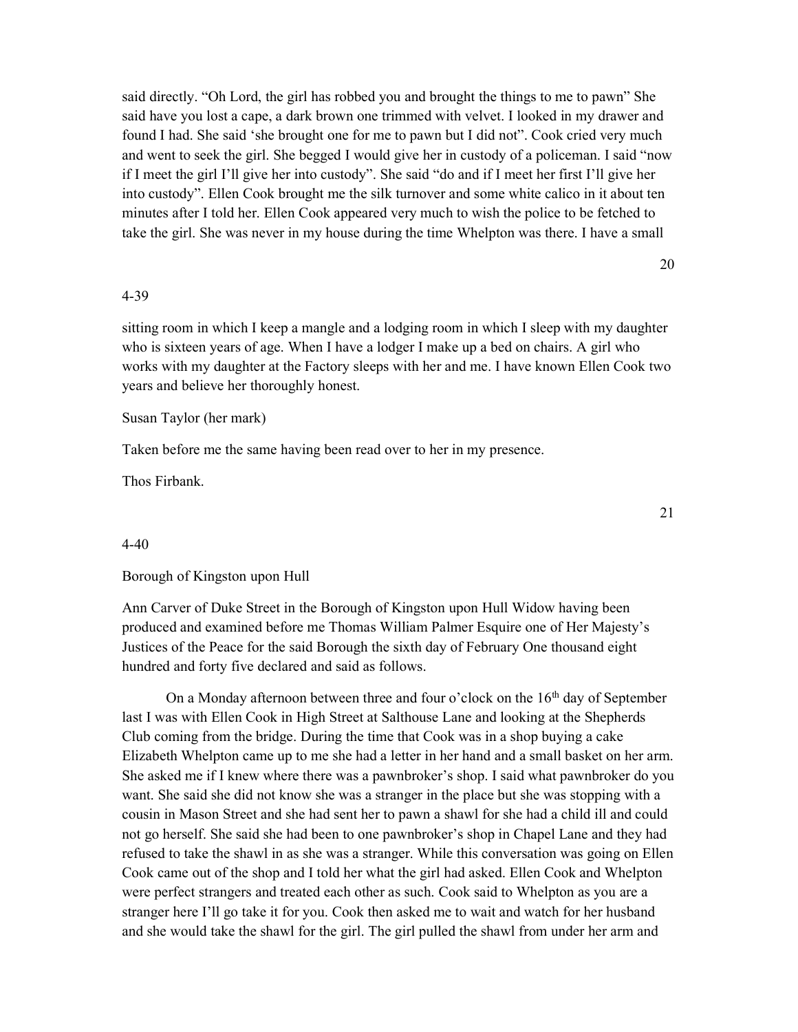said directly. "Oh Lord, the girl has robbed you and brought the things to me to pawn" She said have you lost a cape, a dark brown one trimmed with velvet. I looked in my drawer and found I had. She said 'she brought one for me to pawn but I did not". Cook cried very much and went to seek the girl. She begged I would give her in custody of a policeman. I said "now if I meet the girl I'll give her into custody". She said "do and if I meet her first I'll give her into custody". Ellen Cook brought me the silk turnover and some white calico in it about ten minutes after I told her. Ellen Cook appeared very much to wish the police to be fetched to take the girl. She was never in my house during the time Whelpton was there. I have a small

4-39

sitting room in which I keep a mangle and a lodging room in which I sleep with my daughter who is sixteen years of age. When I have a lodger I make up a bed on chairs. A girl who works with my daughter at the Factory sleeps with her and me. I have known Ellen Cook two years and believe her thoroughly honest.

Susan Taylor (her mark)

Taken before me the same having been read over to her in my presence.

Thos Firbank.

4-40

Borough of Kingston upon Hull

Ann Carver of Duke Street in the Borough of Kingston upon Hull Widow having been produced and examined before me Thomas William Palmer Esquire one of Her Majesty's Justices of the Peace for the said Borough the sixth day of February One thousand eight hundred and forty five declared and said as follows.

On a Monday afternoon between three and four o'clock on the 16th day of September last I was with Ellen Cook in High Street at Salthouse Lane and looking at the Shepherds Club coming from the bridge. During the time that Cook was in a shop buying a cake Elizabeth Whelpton came up to me she had a letter in her hand and a small basket on her arm. She asked me if I knew where there was a pawnbroker's shop. I said what pawnbroker do you want. She said she did not know she was a stranger in the place but she was stopping with a cousin in Mason Street and she had sent her to pawn a shawl for she had a child ill and could not go herself. She said she had been to one pawnbroker's shop in Chapel Lane and they had refused to take the shawl in as she was a stranger. While this conversation was going on Ellen Cook came out of the shop and I told her what the girl had asked. Ellen Cook and Whelpton were perfect strangers and treated each other as such. Cook said to Whelpton as you are a stranger here I'll go take it for you. Cook then asked me to wait and watch for her husband and she would take the shawl for the girl. The girl pulled the shawl from under her arm and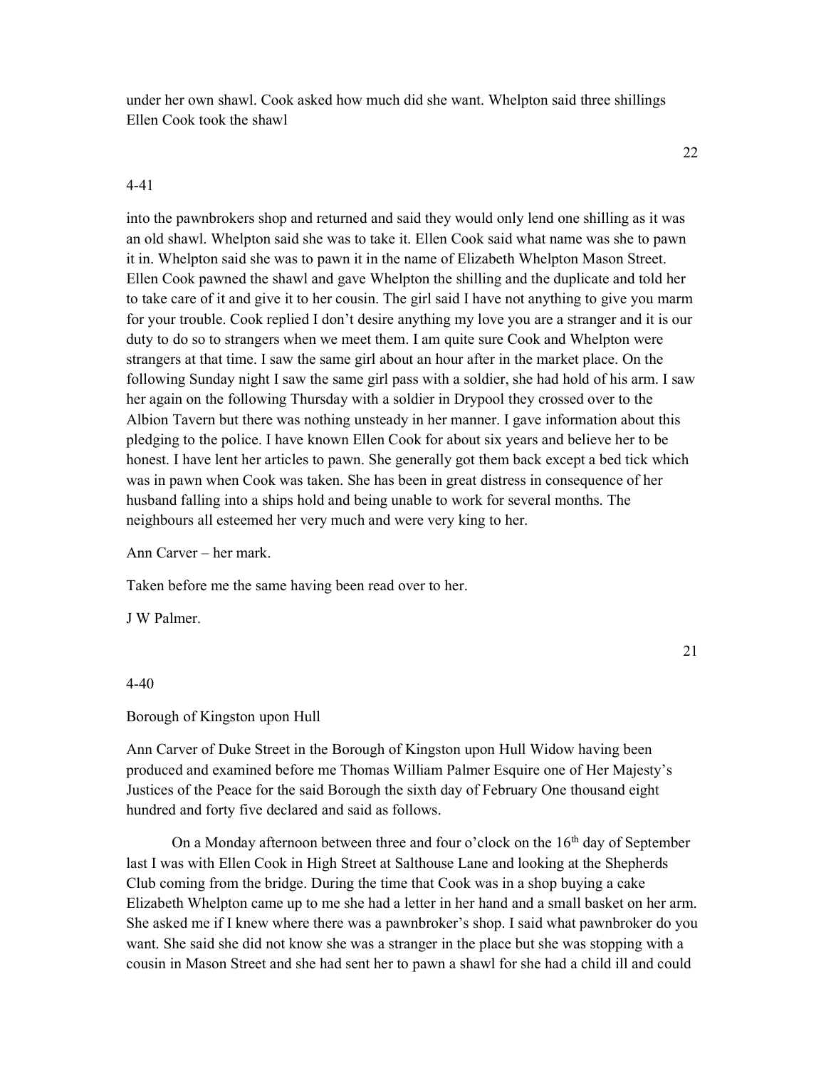under her own shawl. Cook asked how much did she want. Whelpton said three shillings Ellen Cook took the shawl

4-41

into the pawnbrokers shop and returned and said they would only lend one shilling as it was an old shawl. Whelpton said she was to take it. Ellen Cook said what name was she to pawn it in. Whelpton said she was to pawn it in the name of Elizabeth Whelpton Mason Street. Ellen Cook pawned the shawl and gave Whelpton the shilling and the duplicate and told her to take care of it and give it to her cousin. The girl said I have not anything to give you marm for your trouble. Cook replied I don't desire anything my love you are a stranger and it is our duty to do so to strangers when we meet them. I am quite sure Cook and Whelpton were strangers at that time. I saw the same girl about an hour after in the market place. On the following Sunday night I saw the same girl pass with a soldier, she had hold of his arm. I saw her again on the following Thursday with a soldier in Drypool they crossed over to the Albion Tavern but there was nothing unsteady in her manner. I gave information about this pledging to the police. I have known Ellen Cook for about six years and believe her to be honest. I have lent her articles to pawn. She generally got them back except a bed tick which was in pawn when Cook was taken. She has been in great distress in consequence of her husband falling into a ships hold and being unable to work for several months. The neighbours all esteemed her very much and were very king to her.

Ann Carver – her mark.

Taken before me the same having been read over to her.

J W Palmer.

4-40

Borough of Kingston upon Hull

Ann Carver of Duke Street in the Borough of Kingston upon Hull Widow having been produced and examined before me Thomas William Palmer Esquire one of Her Majesty's Justices of the Peace for the said Borough the sixth day of February One thousand eight hundred and forty five declared and said as follows.

On a Monday afternoon between three and four o'clock on the 16th day of September last I was with Ellen Cook in High Street at Salthouse Lane and looking at the Shepherds Club coming from the bridge. During the time that Cook was in a shop buying a cake Elizabeth Whelpton came up to me she had a letter in her hand and a small basket on her arm. She asked me if I knew where there was a pawnbroker's shop. I said what pawnbroker do you want. She said she did not know she was a stranger in the place but she was stopping with a cousin in Mason Street and she had sent her to pawn a shawl for she had a child ill and could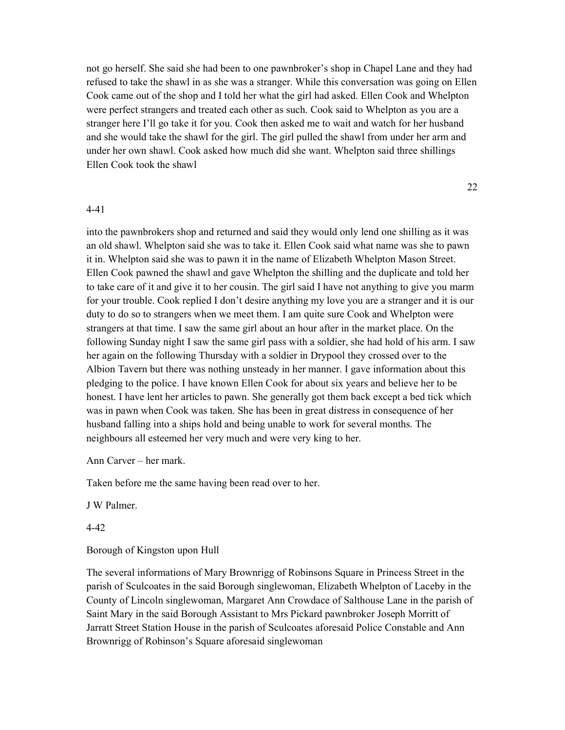not go herself. She said she had been to one pawnbroker's shop in Chapel Lane and they had refused to take the shawl in as she was a stranger. While this conversation was going on Ellen Cook came out of the shop and I told her what the girl had asked. Ellen Cook and Whelpton were perfect strangers and treated each other as such. Cook said to Whelpton as you are a stranger here I'll go take it for you. Cook then asked me to wait and watch for her husband and she would take the shawl for the girl. The girl pulled the shawl from under her arm and under her own shawl. Cook asked how much did she want. Whelpton said three shillings Ellen Cook took the shawl

4-41

into the pawnbrokers shop and returned and said they would only lend one shilling as it was an old shawl. Whelpton said she was to take it. Ellen Cook said what name was she to pawn it in. Whelpton said she was to pawn it in the name of Elizabeth Whelpton Mason Street. Ellen Cook pawned the shawl and gave Whelpton the shilling and the duplicate and told her to take care of it and give it to her cousin. The girl said I have not anything to give you marm for your trouble. Cook replied I don't desire anything my love you are a stranger and it is our duty to do so to strangers when we meet them. I am quite sure Cook and Whelpton were strangers at that time. I saw the same girl about an hour after in the market place. On the following Sunday night I saw the same girl pass with a soldier, she had hold of his arm. I saw her again on the following Thursday with a soldier in Drypool they crossed over to the Albion Tavern but there was nothing unsteady in her manner. I gave information about this pledging to the police. I have known Ellen Cook for about six years and believe her to be honest. I have lent her articles to pawn. She generally got them back except a bed tick which was in pawn when Cook was taken. She has been in great distress in consequence of her husband falling into a ships hold and being unable to work for several months. The neighbours all esteemed her very much and were very king to her.

Ann Carver – her mark.

Taken before me the same having been read over to her.

J W Palmer.

4-42

Borough of Kingston upon Hull

The several informations of Mary Brownrigg of Robinsons Square in Princess Street in the parish of Sculcoates in the said Borough singlewoman, Elizabeth Whelpton of Laceby in the County of Lincoln singlewoman, Margaret Ann Crowdace of Salthouse Lane in the parish of Saint Mary in the said Borough Assistant to Mrs Pickard pawnbroker Joseph Morritt of Jarratt Street Station House in the parish of Sculcoates aforesaid Police Constable and Ann Brownrigg of Robinson's Square aforesaid singlewoman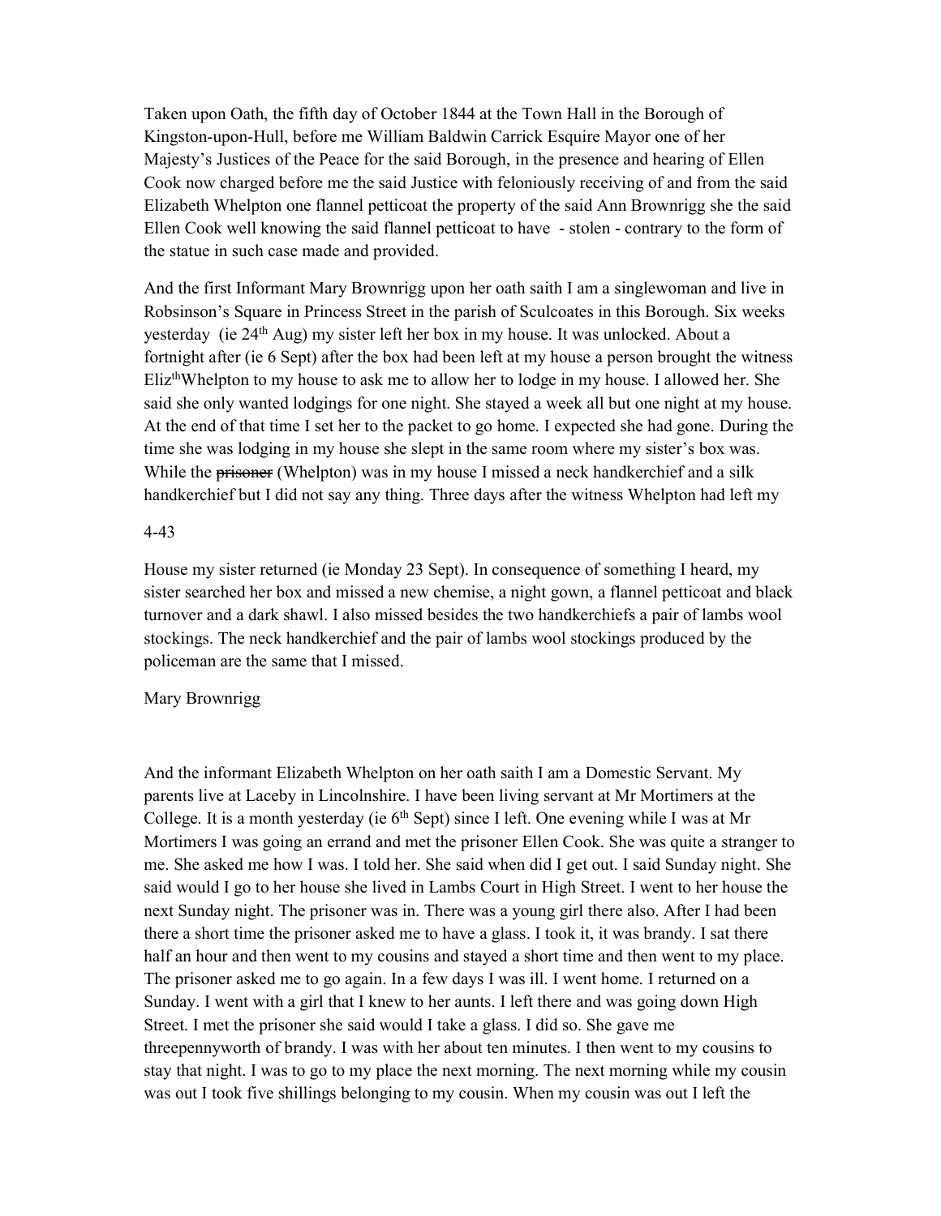Taken upon Oath, the fifth day of October 1844 at the Town Hall in the Borough of Kingston-upon-Hull, before me William Baldwin Carrick Esquire Mayor one of her Majesty's Justices of the Peace for the said Borough, in the presence and hearing of Ellen Cook now charged before me the said Justice with feloniously receiving of and from the said Elizabeth Whelpton one flannel petticoat the property of the said Ann Brownrigg she the said Ellen Cook well knowing the said flannel petticoat to have - stolen - contrary to the form of the statue in such case made and provided.

And the first Informant Mary Brownrigg upon her oath saith I am a singlewoman and live in Robsinson's Square in Princess Street in the parish of Sculcoates in this Borough. Six weeks yesterday (ie 24th Aug) my sister left her box in my house. It was unlocked. About a fortnight after (ie 6 Sept) after the box had been left at my house a person brought the witness Elizth Whelpton to my house to ask me to allow her to lodge in my house. I allowed her. She said she only wanted lodgings for one night. She stayed a week all but one night at my house. At the end of that time I set her to the packet to go home. I expected she had gone. During the time she was lodging in my house she slept in the same room where my sister's box was. While the ~~prisoner~~ (Whelpton) was in my house I missed a neck handkerchief and a silk handkerchief but I did not say any thing. Three days after the witness Whelpton had left my

4-43

House my sister returned (ie Monday 23 Sept). In consequence of something I heard, my sister searched her box and missed a new chemise, a night gown, a flannel petticoat and black turnover and a dark shawl. I also missed besides the two handkerchiefs a pair of lambs wool stockings. The neck handkerchief and the pair of lambs wool stockings produced by the policeman are the same that I missed.

Mary Brownrigg

And the informant Elizabeth Whelpton on her oath saith I am a Domestic Servant. My parents live at Laceby in Lincolnshire. I have been living servant at Mr Mortimers at the College. It is a month yesterday (ie 6th Sept) since I left. One evening while I was at Mr Mortimers I was going an errand and met the prisoner Ellen Cook. She was quite a stranger to me. She asked me how I was. I told her. She said when did I get out. I said Sunday night. She said would I go to her house she lived in Lambs Court in High Street. I went to her house the next Sunday night. The prisoner was in. There was a young girl there also. After I had been there a short time the prisoner asked me to have a glass. I took it, it was brandy. I sat there half an hour and then went to my cousins and stayed a short time and then went to my place. The prisoner asked me to go again. In a few days I was ill. I went home. I returned on a Sunday. I went with a girl that I knew to her aunts. I left there and was going down High Street. I met the prisoner she said would I take a glass. I did so. She gave me threepennyworth of brandy. I was with her about ten minutes. I then went to my cousins to stay that night. I was to go to my place the next morning. The next morning while my cousin was out I took five shillings belonging to my cousin. When my cousin was out I left the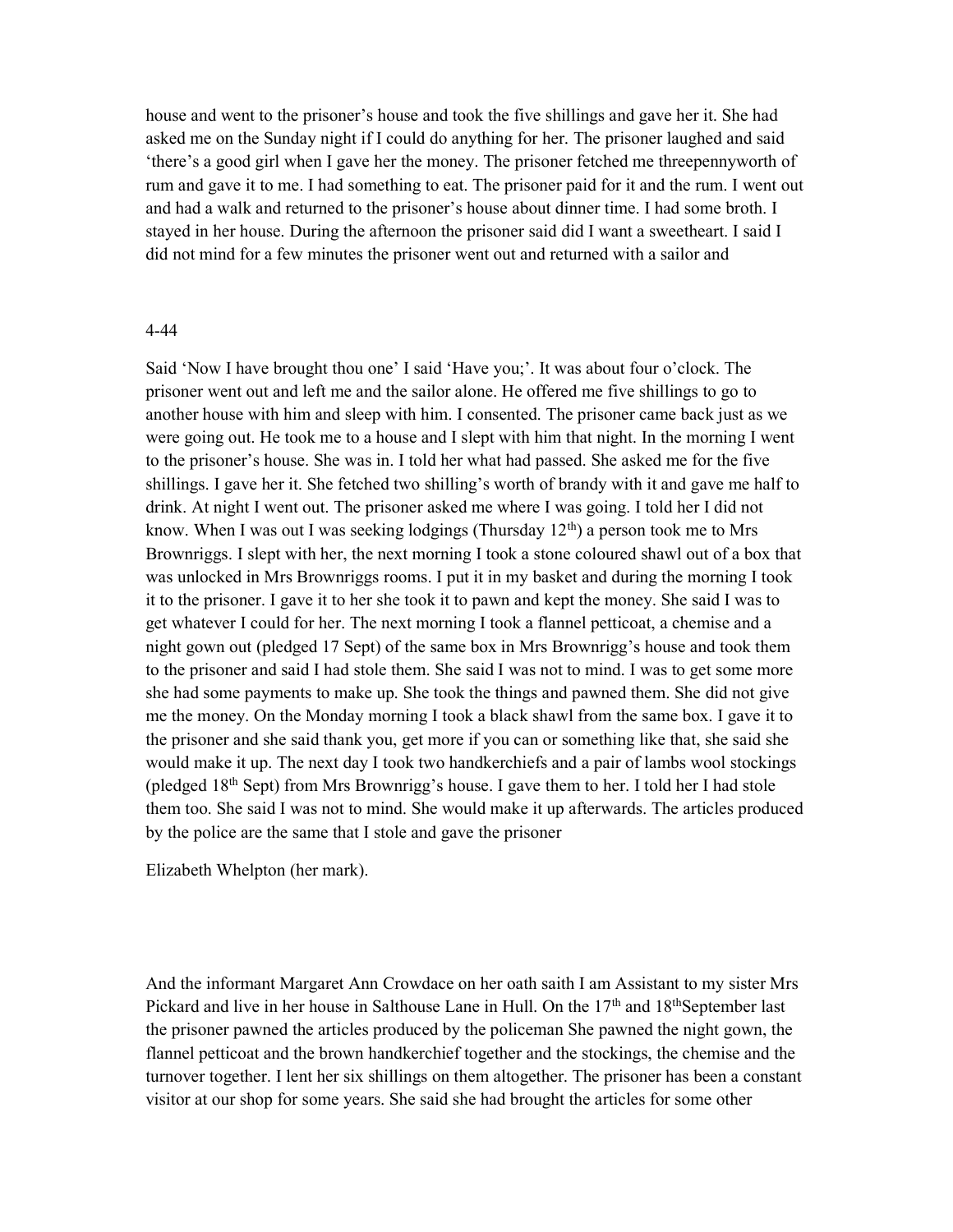house and went to the prisoner's house and took the five shillings and gave her it. She had asked me on the Sunday night if I could do anything for her. The prisoner laughed and said 'there's a good girl when I gave her the money. The prisoner fetched me threepennyworth of rum and gave it to me. I had something to eat. The prisoner paid for it and the rum. I went out and had a walk and returned to the prisoner's house about dinner time. I had some broth. I stayed in her house. During the afternoon the prisoner said did I want a sweetheart. I said I did not mind for a few minutes the prisoner went out and returned with a sailor and

4-44

Said 'Now I have brought thou one' I said 'Have you;'. It was about four o'clock. The prisoner went out and left me and the sailor alone. He offered me five shillings to go to another house with him and sleep with him. I consented. The prisoner came back just as we were going out. He took me to a house and I slept with him that night. In the morning I went to the prisoner's house. She was in. I told her what had passed. She asked me for the five shillings. I gave her it. She fetched two shilling's worth of brandy with it and gave me half to drink. At night I went out. The prisoner asked me where I was going. I told her I did not know. When I was out I was seeking lodgings (Thursday 12th) a person took me to Mrs Brownriggs. I slept with her, the next morning I took a stone coloured shawl out of a box that was unlocked in Mrs Brownriggs rooms. I put it in my basket and during the morning I took it to the prisoner. I gave it to her she took it to pawn and kept the money. She said I was to get whatever I could for her. The next morning I took a flannel petticoat, a chemise and a night gown out (pledged 17 Sept) of the same box in Mrs Brownrigg's house and took them to the prisoner and said I had stole them. She said I was not to mind. I was to get some more she had some payments to make up. She took the things and pawned them. She did not give me the money. On the Monday morning I took a black shawl from the same box. I gave it to the prisoner and she said thank you, get more if you can or something like that, she said she would make it up. The next day I took two handkerchiefs and a pair of lambs wool stockings (pledged 18th Sept) from Mrs Brownrigg's house. I gave them to her. I told her I had stole them too. She said I was not to mind. She would make it up afterwards. The articles produced by the police are the same that I stole and gave the prisoner

Elizabeth Whelpton (her mark).

And the informant Margaret Ann Crowdace on her oath saith I am Assistant to my sister Mrs Pickard and live in her house in Salthouse Lane in Hull. On the 17th and 18th September last the prisoner pawned the articles produced by the policeman She pawned the night gown, the flannel petticoat and the brown handkerchief together and the stockings, the chemise and the turnover together. I lent her six shillings on them altogether. The prisoner has been a constant visitor at our shop for some years. She said she had brought the articles for some other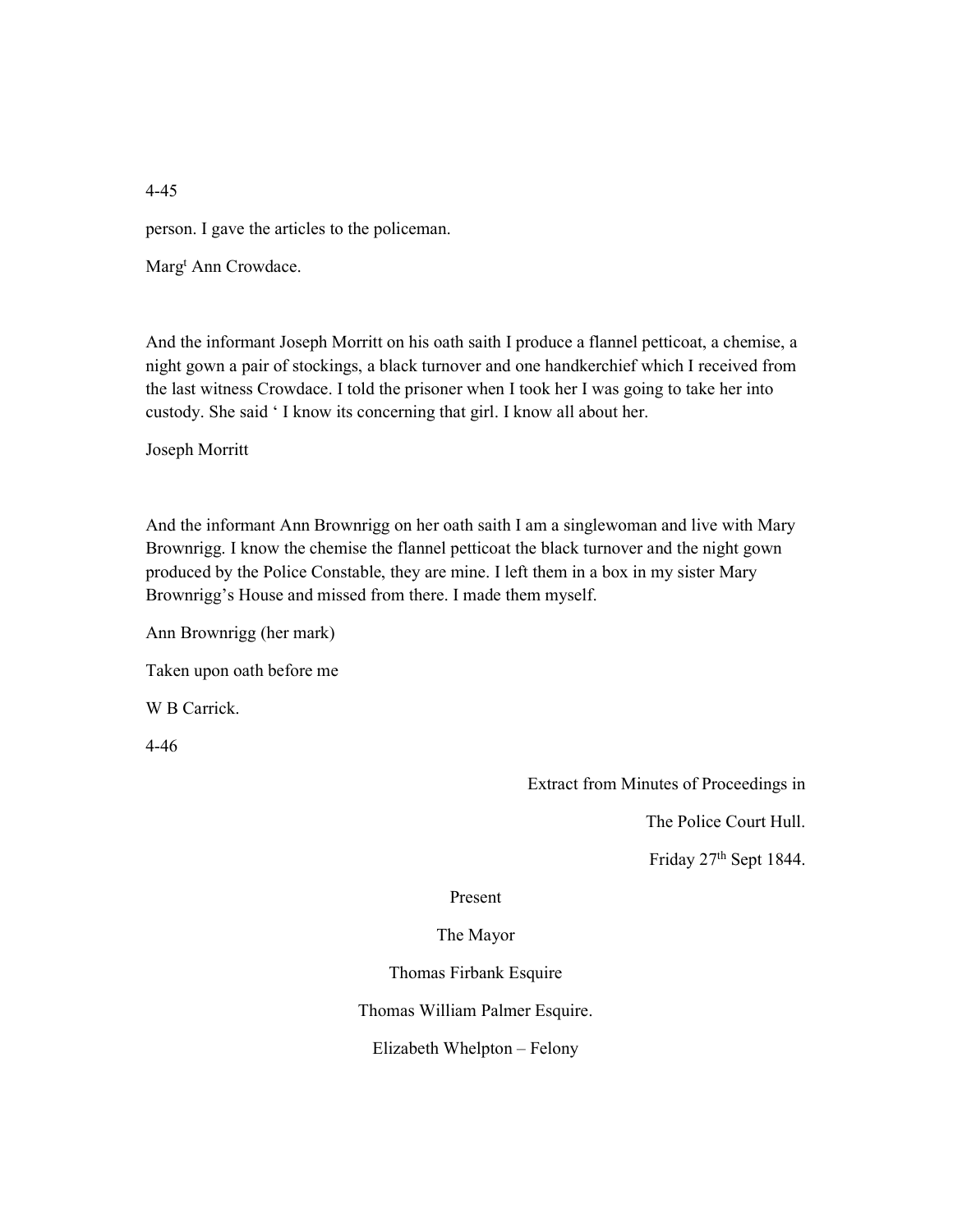4-45

person. I gave the articles to the policeman.

Marg[t] Ann Crowdace.

And the informant Joseph Morritt on his oath saith I produce a flannel petticoat, a chemise, a night gown a pair of stockings, a black turnover and one handkerchief which I received from the last witness Crowdace. I told the prisoner when I took her I was going to take her into custody. She said ' I know its concerning that girl. I know all about her.

Joseph Morritt

And the informant Ann Brownrigg on her oath saith I am a singlewoman and live with Mary Brownrigg. I know the chemise the flannel petticoat the black turnover and the night gown produced by the Police Constable, they are mine. I left them in a box in my sister Mary Brownrigg's House and missed from there. I made them myself.

Ann Brownrigg (her mark)

Taken upon oath before me

W B Carrick.

4-46

Extract from Minutes of Proceedings in

The Police Court Hull.

Friday 27[th] Sept 1844.

Present

The Mayor

Thomas Firbank Esquire

Thomas William Palmer Esquire.

Elizabeth Whelpton – Felony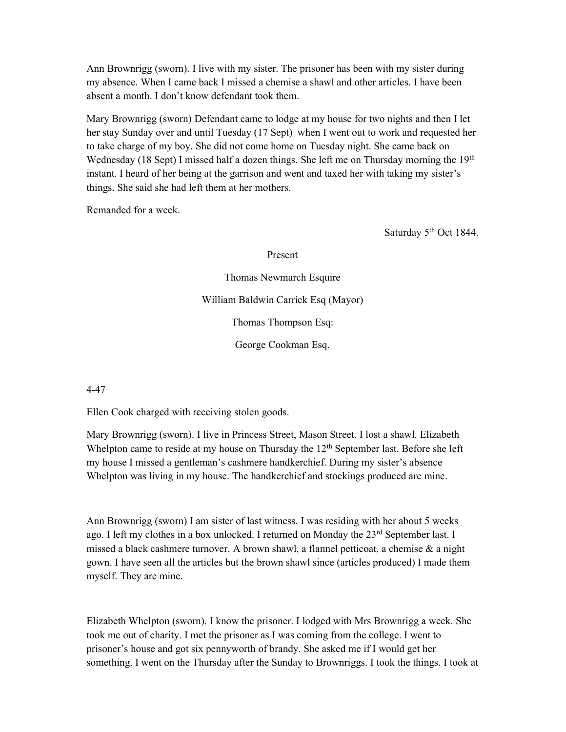Ann Brownrigg (sworn). I live with my sister. The prisoner has been with my sister during my absence. When I came back I missed a chemise a shawl and other articles. I have been absent a month. I don't know defendant took them.

Mary Brownrigg (sworn) Defendant came to lodge at my house for two nights and then I let her stay Sunday over and until Tuesday (17 Sept) when I went out to work and requested her to take charge of my boy. She did not come home on Tuesday night. She came back on Wednesday (18 Sept) I missed half a dozen things. She left me on Thursday morning the 19th instant. I heard of her being at the garrison and went and taxed her with taking my sister's things. She said she had left them at her mothers.

Remanded for a week.

Saturday 5th Oct 1844.

Present

Thomas Newmarch Esquire

William Baldwin Carrick Esq (Mayor)

Thomas Thompson Esq:

George Cookman Esq.

4-47

Ellen Cook charged with receiving stolen goods.

Mary Brownrigg (sworn). I live in Princess Street, Mason Street. I lost a shawl. Elizabeth Whelpton came to reside at my house on Thursday the 12th September last. Before she left my house I missed a gentleman's cashmere handkerchief. During my sister's absence Whelpton was living in my house. The handkerchief and stockings produced are mine.

Ann Brownrigg (sworn) I am sister of last witness. I was residing with her about 5 weeks ago. I left my clothes in a box unlocked. I returned on Monday the 23rd September last. I missed a black cashmere turnover. A brown shawl, a flannel petticoat, a chemise & a night gown. I have seen all the articles but the brown shawl since (articles produced) I made them myself. They are mine.

Elizabeth Whelpton (sworn). I know the prisoner. I lodged with Mrs Brownrigg a week. She took me out of charity. I met the prisoner as I was coming from the college. I went to prisoner's house and got six pennyworth of brandy. She asked me if I would get her something. I went on the Thursday after the Sunday to Brownriggs. I took the things. I took at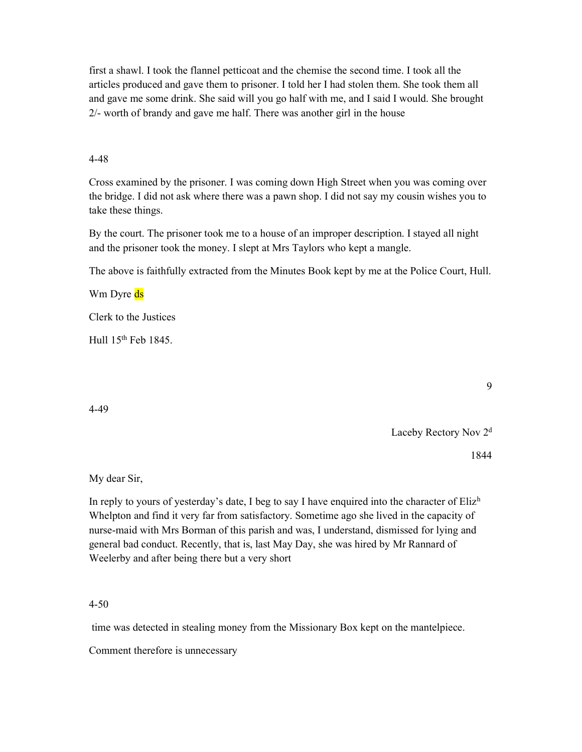first a shawl. I took the flannel petticoat and the chemise the second time. I took all the articles produced and gave them to prisoner. I told her I had stolen them. She took them all and gave me some drink. She said will you go half with me, and I said I would. She brought 2/- worth of brandy and gave me half. There was another girl in the house

4-48

Cross examined by the prisoner. I was coming down High Street when you was coming over the bridge. I did not ask where there was a pawn shop. I did not say my cousin wishes you to take these things.

By the court. The prisoner took me to a house of an improper description. I stayed all night and the prisoner took the money. I slept at Mrs Taylors who kept a mangle.

The above is faithfully extracted from the Minutes Book kept by me at the Police Court, Hull.

Wm Dyre ds

Clerk to the Justices

Hull 15th Feb 1845.

9

4-49

Laceby Rectory Nov 2d

1844

My dear Sir,

In reply to yours of yesterday's date, I beg to say I have enquired into the character of Elizh Whelpton and find it very far from satisfactory. Sometime ago she lived in the capacity of nurse-maid with Mrs Borman of this parish and was, I understand, dismissed for lying and general bad conduct. Recently, that is, last May Day, she was hired by Mr Rannard of Weelerby and after being there but a very short

4-50

time was detected in stealing money from the Missionary Box kept on the mantelpiece.

Comment therefore is unnecessary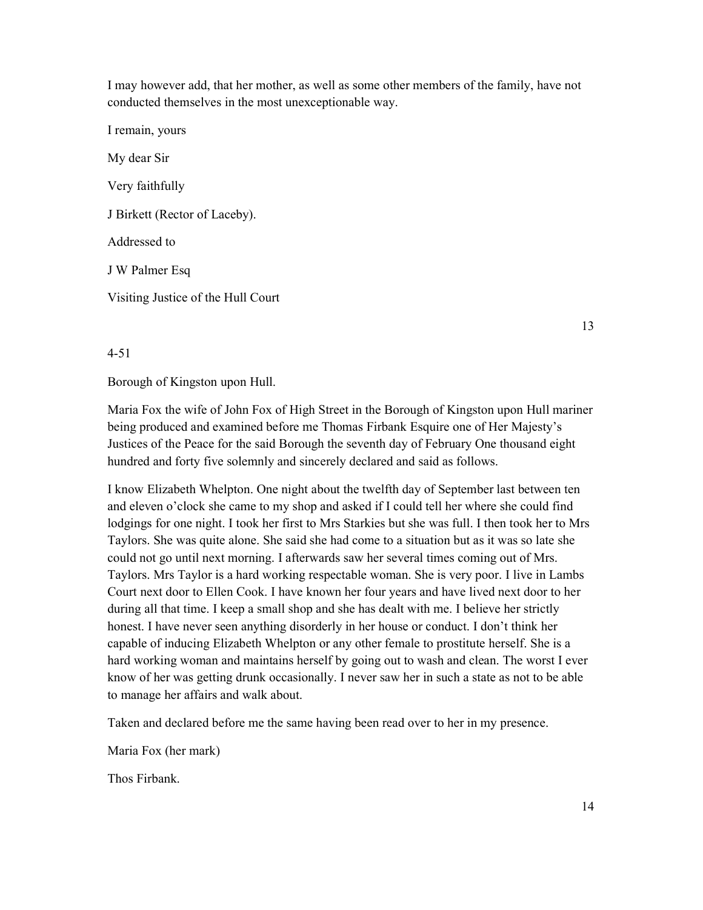I may however add, that her mother, as well as some other members of the family, have not conducted themselves in the most unexceptionable way.

I remain, yours

My dear Sir

Very faithfully

J Birkett (Rector of Laceby).

Addressed to

J W Palmer Esq

Visiting Justice of the Hull Court

4-51

Borough of Kingston upon Hull.

Maria Fox the wife of John Fox of High Street in the Borough of Kingston upon Hull mariner being produced and examined before me Thomas Firbank Esquire one of Her Majesty's Justices of the Peace for the said Borough the seventh day of February One thousand eight hundred and forty five solemnly and sincerely declared and said as follows.

I know Elizabeth Whelpton. One night about the twelfth day of September last between ten and eleven o'clock she came to my shop and asked if I could tell her where she could find lodgings for one night. I took her first to Mrs Starkies but she was full. I then took her to Mrs Taylors. She was quite alone. She said she had come to a situation but as it was so late she could not go until next morning. I afterwards saw her several times coming out of Mrs. Taylors. Mrs Taylor is a hard working respectable woman. She is very poor. I live in Lambs Court next door to Ellen Cook. I have known her four years and have lived next door to her during all that time. I keep a small shop and she has dealt with me. I believe her strictly honest. I have never seen anything disorderly in her house or conduct. I don't think her capable of inducing Elizabeth Whelpton or any other female to prostitute herself. She is a hard working woman and maintains herself by going out to wash and clean. The worst I ever know of her was getting drunk occasionally. I never saw her in such a state as not to be able to manage her affairs and walk about.

Taken and declared before me the same having been read over to her in my presence.

Maria Fox (her mark)

Thos Firbank.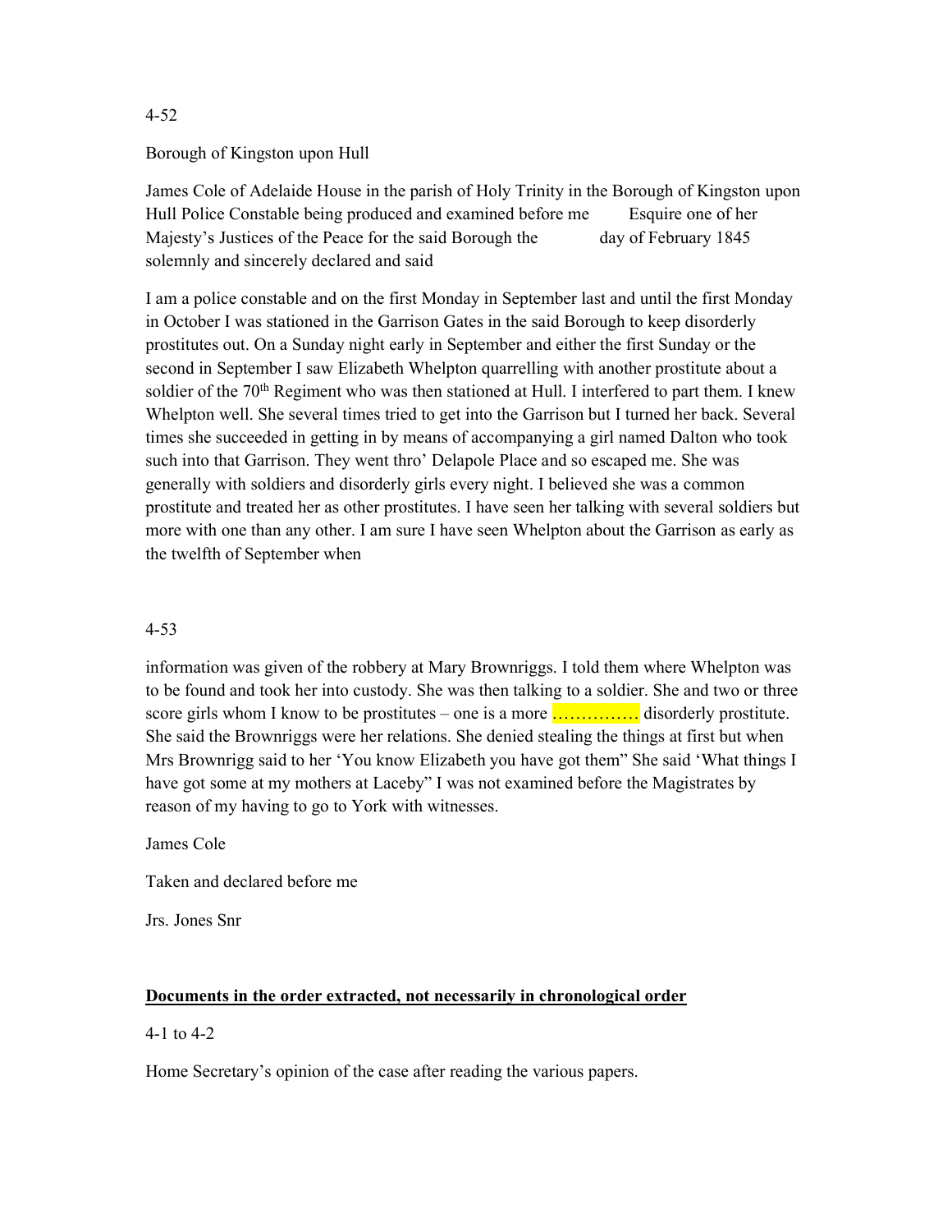4-52

Borough of Kingston upon Hull

James Cole of Adelaide House in the parish of Holy Trinity in the Borough of Kingston upon Hull Police Constable being produced and examined before me        Esquire one of her Majesty's Justices of the Peace for the said Borough the           day of February 1845 solemnly and sincerely declared and said

I am a police constable and on the first Monday in September last and until the first Monday in October I was stationed in the Garrison Gates in the said Borough to keep disorderly prostitutes out. On a Sunday night early in September and either the first Sunday or the second in September I saw Elizabeth Whelpton quarrelling with another prostitute about a soldier of the 70th Regiment who was then stationed at Hull. I interfered to part them. I knew Whelpton well. She several times tried to get into the Garrison but I turned her back. Several times she succeeded in getting in by means of accompanying a girl named Dalton who took such into that Garrison. They went thro' Delapole Place and so escaped me. She was generally with soldiers and disorderly girls every night. I believed she was a common prostitute and treated her as other prostitutes. I have seen her talking with several soldiers but more with one than any other. I am sure I have seen Whelpton about the Garrison as early as the twelfth of September when

4-53

information was given of the robbery at Mary Brownriggs. I told them where Whelpton was to be found and took her into custody. She was then talking to a soldier. She and two or three score girls whom I know to be prostitutes – one is a more …………… disorderly prostitute. She said the Brownriggs were her relations. She denied stealing the things at first but when Mrs Brownrigg said to her 'You know Elizabeth you have got them" She said 'What things I have got some at my mothers at Laceby" I was not examined before the Magistrates by reason of my having to go to York with witnesses.

James Cole

Taken and declared before me

Jrs. Jones Snr

**Documents in the order extracted, not necessarily in chronological order**

4-1 to 4-2

Home Secretary's opinion of the case after reading the various papers.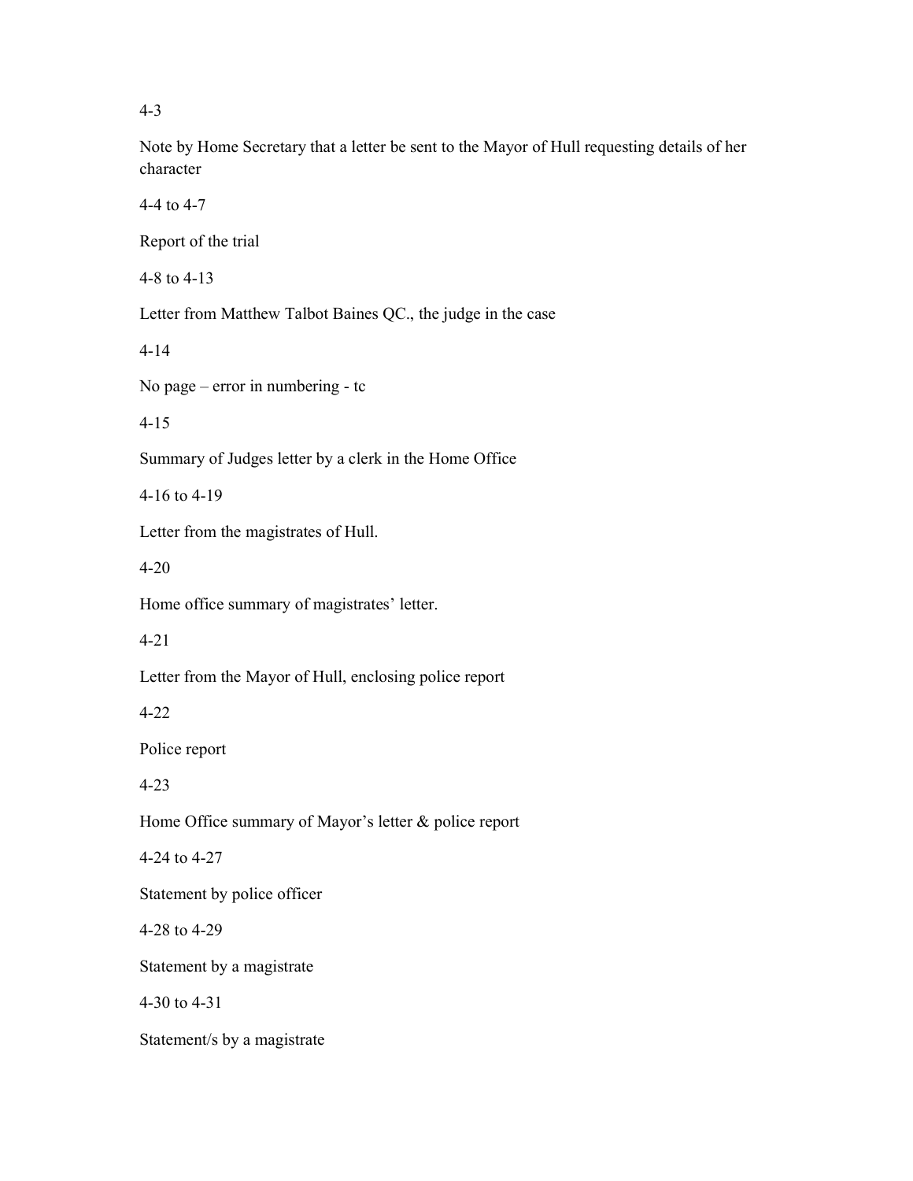4-3

Note by Home Secretary that a letter be sent to the Mayor of Hull requesting details of her character

4-4 to 4-7

Report of the trial

4-8 to 4-13

Letter from Matthew Talbot Baines QC., the judge in the case

4-14

No page – error in numbering - tc

4-15

Summary of Judges letter by a clerk in the Home Office

4-16 to 4-19

Letter from the magistrates of Hull.

4-20

Home office summary of magistrates' letter.

4-21

Letter from the Mayor of Hull, enclosing police report

4-22

Police report

4-23

Home Office summary of Mayor's letter & police report

4-24 to 4-27

Statement by police officer

4-28 to 4-29

Statement by a magistrate

4-30 to 4-31

Statement/s by a magistrate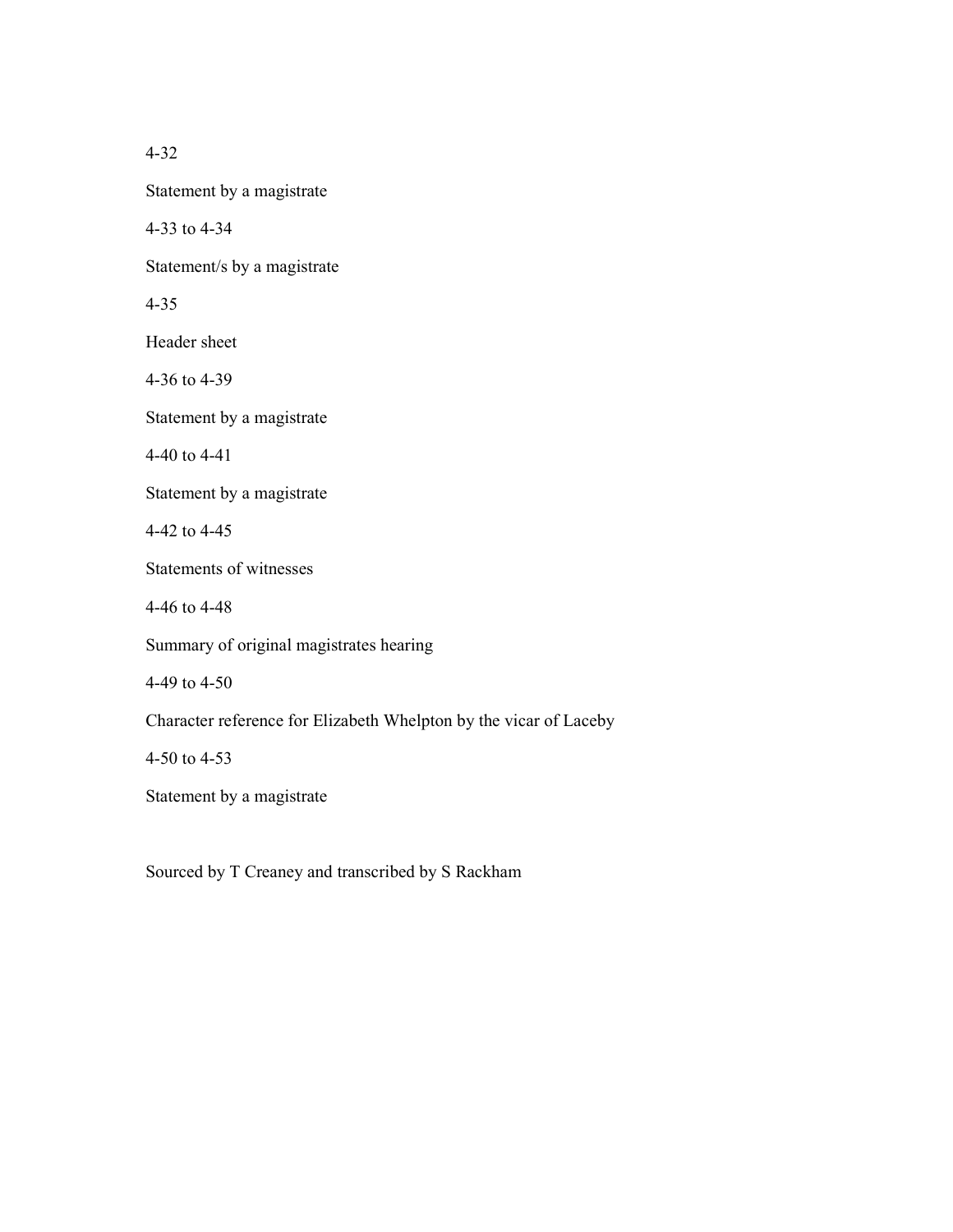4-32

Statement by a magistrate

4-33 to 4-34

Statement/s by a magistrate

4-35

Header sheet

4-36 to 4-39

Statement by a magistrate

4-40 to 4-41

Statement by a magistrate

4-42 to 4-45

Statements of witnesses

4-46 to 4-48

Summary of original magistrates hearing

4-49 to 4-50

Character reference for Elizabeth Whelpton by the vicar of Laceby

4-50 to 4-53

Statement by a magistrate

Sourced by T Creaney and transcribed by S Rackham